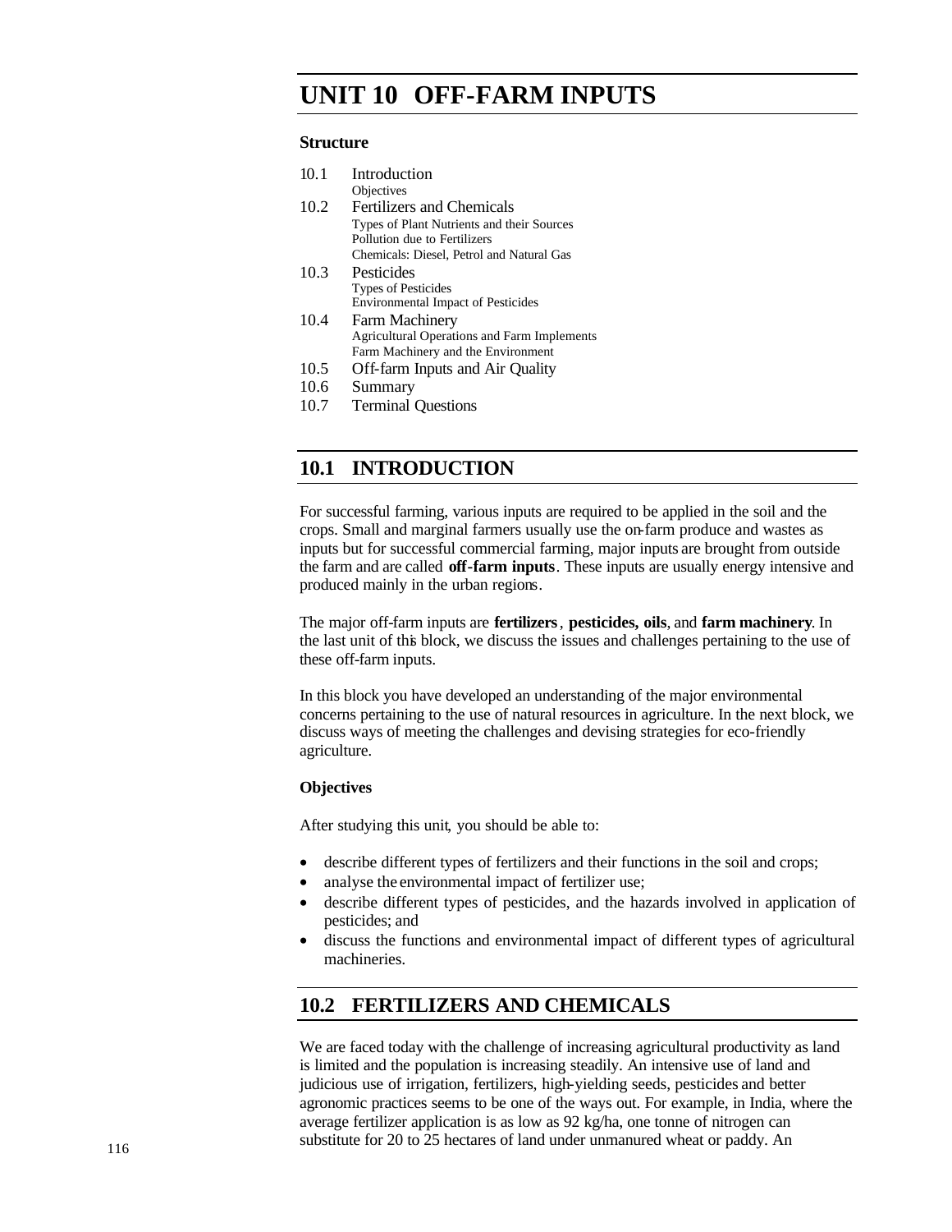# UNIT 10 OFF-FARM INPUTS

**Structure**

10.1 Introduction
  Objectives

10.2 Fertilizers and Chemicals
  Types of Plant Nutrients and their Sources
  Pollution due to Fertilizers
  Chemicals: Diesel, Petrol and Natural Gas

10.3 Pesticides
  Types of Pesticides
  Environmental Impact of Pesticides

10.4 Farm Machinery
  Agricultural Operations and Farm Implements
  Farm Machinery and the Environment

10.5 Off-farm Inputs and Air Quality

10.6 Summary

10.7 Terminal Questions

## 10.1 INTRODUCTION

For successful farming, various inputs are required to be applied in the soil and the crops. Small and marginal farmers usually use the on-farm produce and wastes as inputs but for successful commercial farming, major inputs are brought from outside the farm and are called **off-farm inputs**. These inputs are usually energy intensive and produced mainly in the urban regions.

The major off-farm inputs are **fertilizers**, **pesticides, oils**, and **farm machinery**. In the last unit of this block, we discuss the issues and challenges pertaining to the use of these off-farm inputs.

In this block you have developed an understanding of the major environmental concerns pertaining to the use of natural resources in agriculture. In the next block, we discuss ways of meeting the challenges and devising strategies for eco-friendly agriculture.

**Objectives**

After studying this unit, you should be able to:

- describe different types of fertilizers and their functions in the soil and crops;
- analyse the environmental impact of fertilizer use;
- describe different types of pesticides, and the hazards involved in application of pesticides; and
- discuss the functions and environmental impact of different types of agricultural machineries.

## 10.2 FERTILIZERS AND CHEMICALS

We are faced today with the challenge of increasing agricultural productivity as land is limited and the population is increasing steadily. An intensive use of land and judicious use of irrigation, fertilizers, high-yielding seeds, pesticides and better agronomic practices seems to be one of the ways out. For example, in India, where the average fertilizer application is as low as 92 kg/ha, one tonne of nitrogen can substitute for 20 to 25 hectares of land under unmanured wheat or paddy. An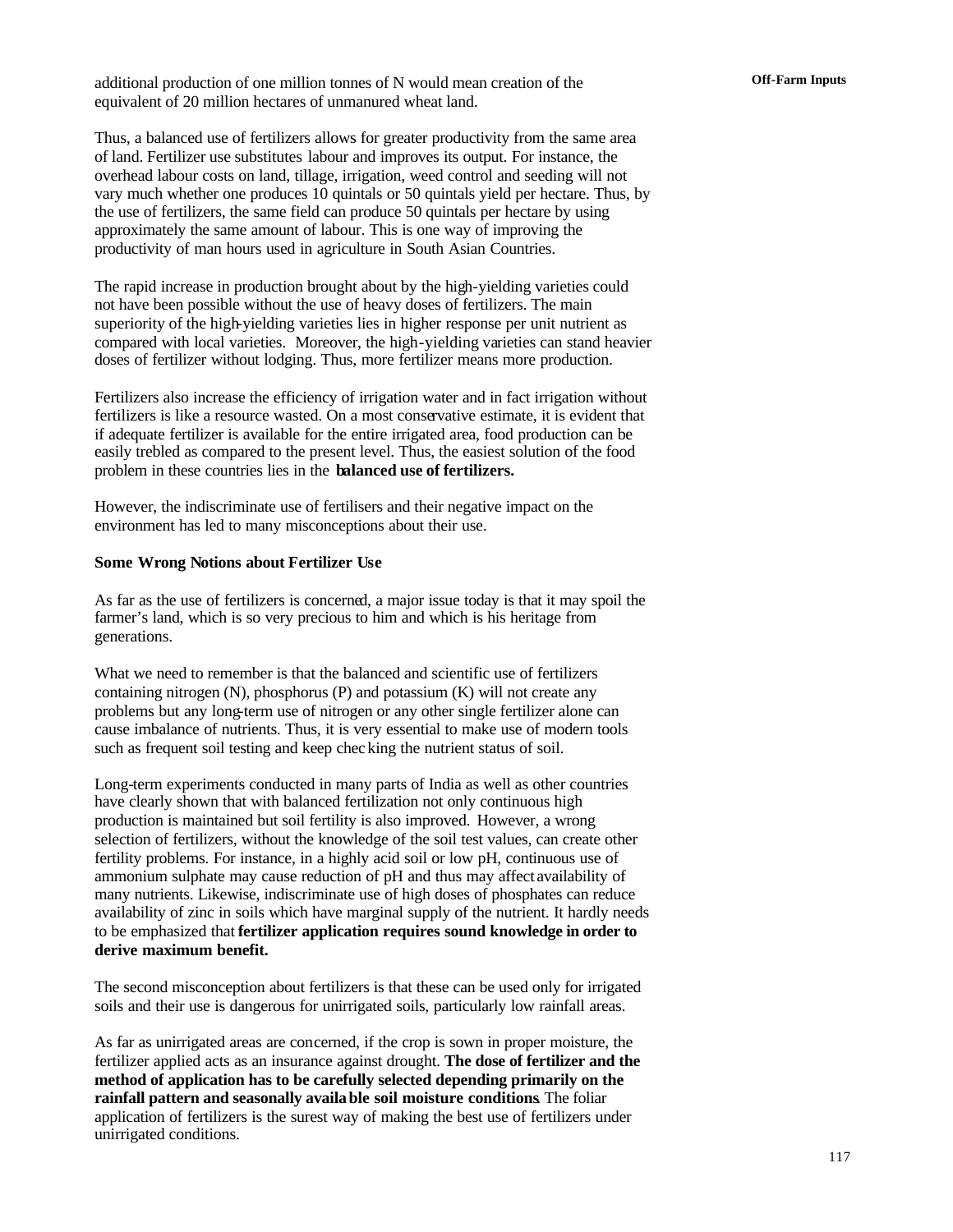additional production of one million tonnes of N would mean creation of the equivalent of 20 million hectares of unmanured wheat land.

Thus, a balanced use of fertilizers allows for greater productivity from the same area of land. Fertilizer use substitutes labour and improves its output. For instance, the overhead labour costs on land, tillage, irrigation, weed control and seeding will not vary much whether one produces 10 quintals or 50 quintals yield per hectare. Thus, by the use of fertilizers, the same field can produce 50 quintals per hectare by using approximately the same amount of labour. This is one way of improving the productivity of man hours used in agriculture in South Asian Countries.

The rapid increase in production brought about by the high-yielding varieties could not have been possible without the use of heavy doses of fertilizers. The main superiority of the high-yielding varieties lies in higher response per unit nutrient as compared with local varieties. Moreover, the high-yielding varieties can stand heavier doses of fertilizer without lodging. Thus, more fertilizer means more production.

Fertilizers also increase the efficiency of irrigation water and in fact irrigation without fertilizers is like a resource wasted. On a most conservative estimate, it is evident that if adequate fertilizer is available for the entire irrigated area, food production can be easily trebled as compared to the present level. Thus, the easiest solution of the food problem in these countries lies in the **balanced use of fertilizers.**

However, the indiscriminate use of fertilisers and their negative impact on the environment has led to many misconceptions about their use.

**Some Wrong Notions about Fertilizer Use**

As far as the use of fertilizers is concerned, a major issue today is that it may spoil the farmer's land, which is so very precious to him and which is his heritage from generations.

What we need to remember is that the balanced and scientific use of fertilizers containing nitrogen (N), phosphorus (P) and potassium (K) will not create any problems but any long-term use of nitrogen or any other single fertilizer alone can cause imbalance of nutrients. Thus, it is very essential to make use of modern tools such as frequent soil testing and keep checking the nutrient status of soil.

Long-term experiments conducted in many parts of India as well as other countries have clearly shown that with balanced fertilization not only continuous high production is maintained but soil fertility is also improved. However, a wrong selection of fertilizers, without the knowledge of the soil test values, can create other fertility problems. For instance, in a highly acid soil or low pH, continuous use of ammonium sulphate may cause reduction of pH and thus may affect availability of many nutrients. Likewise, indiscriminate use of high doses of phosphates can reduce availability of zinc in soils which have marginal supply of the nutrient. It hardly needs to be emphasized that **fertilizer application requires sound knowledge in order to derive maximum benefit.**

The second misconception about fertilizers is that these can be used only for irrigated soils and their use is dangerous for unirrigated soils, particularly low rainfall areas.

As far as unirrigated areas are concerned, if the crop is sown in proper moisture, the fertilizer applied acts as an insurance against drought. **The dose of fertilizer and the method of application has to be carefully selected depending primarily on the rainfall pattern and seasonally available soil moisture conditions**. The foliar application of fertilizers is the surest way of making the best use of fertilizers under unirrigated conditions.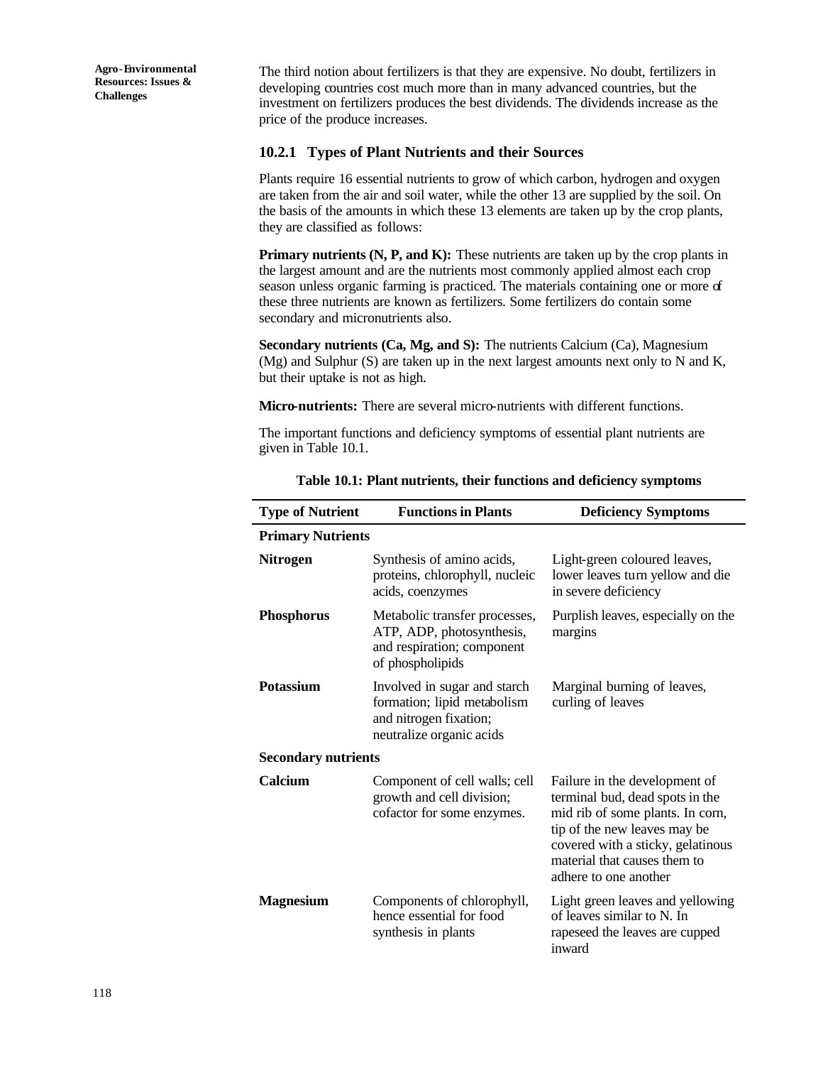The third notion about fertilizers is that they are expensive. No doubt, fertilizers in developing countries cost much more than in many advanced countries, but the investment on fertilizers produces the best dividends. The dividends increase as the price of the produce increases.

### 10.2.1 Types of Plant Nutrients and their Sources

Plants require 16 essential nutrients to grow of which carbon, hydrogen and oxygen are taken from the air and soil water, while the other 13 are supplied by the soil. On the basis of the amounts in which these 13 elements are taken up by the crop plants, they are classified as follows:

**Primary nutrients (N, P, and K):** These nutrients are taken up by the crop plants in the largest amount and are the nutrients most commonly applied almost each crop season unless organic farming is practiced. The materials containing one or more of these three nutrients are known as fertilizers. Some fertilizers do contain some secondary and micronutrients also.

**Secondary nutrients (Ca, Mg, and S):** The nutrients Calcium (Ca), Magnesium (Mg) and Sulphur (S) are taken up in the next largest amounts next only to N and K, but their uptake is not as high.

**Micro-nutrients:** There are several micro-nutrients with different functions.

The important functions and deficiency symptoms of essential plant nutrients are given in Table 10.1.

**Table 10.1: Plant nutrients, their functions and deficiency symptoms**

| Type of Nutrient | Functions in Plants | Deficiency Symptoms |
|---|---|---|
| **Primary Nutrients** | | |
| **Nitrogen** | Synthesis of amino acids, proteins, chlorophyll, nucleic acids, coenzymes | Light-green coloured leaves, lower leaves turn yellow and die in severe deficiency |
| **Phosphorus** | Metabolic transfer processes, ATP, ADP, photosynthesis, and respiration; component of phospholipids | Purplish leaves, especially on the margins |
| **Potassium** | Involved in sugar and starch formation; lipid metabolism and nitrogen fixation; neutralize organic acids | Marginal burning of leaves, curling of leaves |
| **Secondary nutrients** | | |
| **Calcium** | Component of cell walls; cell growth and cell division; cofactor for some enzymes. | Failure in the development of terminal bud, dead spots in the mid rib of some plants. In corn, tip of the new leaves may be covered with a sticky, gelatinous material that causes them to adhere to one another |
| **Magnesium** | Components of chlorophyll, hence essential for food synthesis in plants | Light green leaves and yellowing of leaves similar to N. In rapeseed the leaves are cupped inward |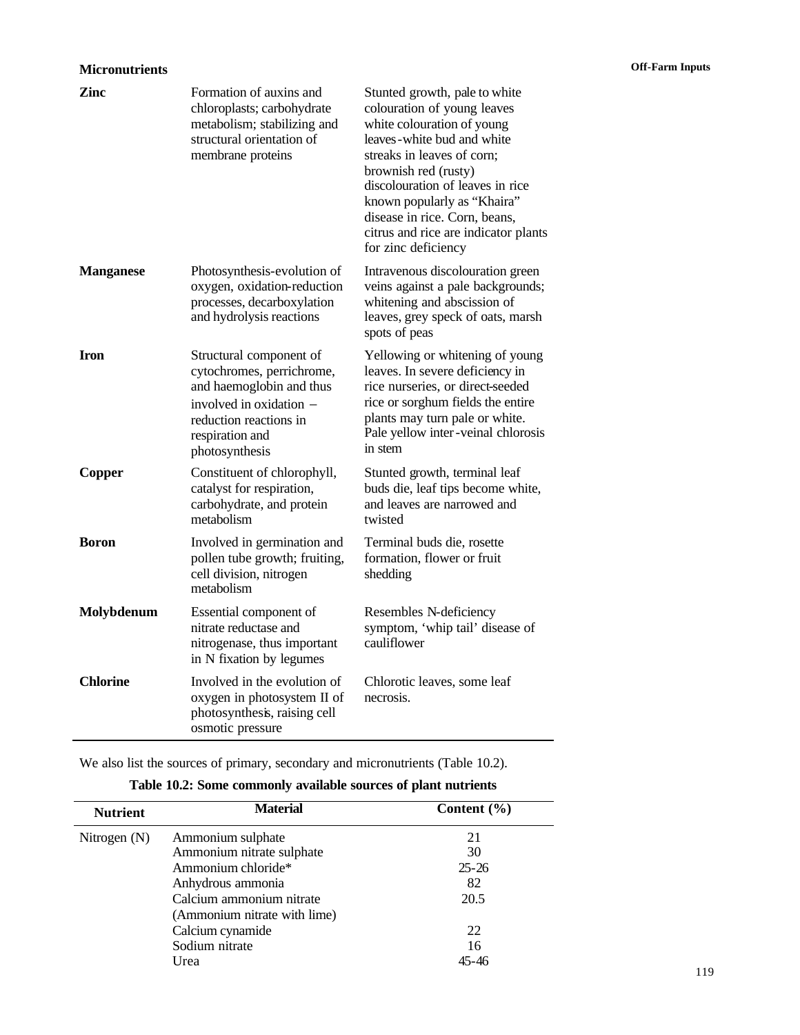| **Micronutrients** | | |
|---|---|---|
| **Zinc** | Formation of auxins and chloroplasts; carbohydrate metabolism; stabilizing and structural orientation of membrane proteins | Stunted growth, pale to white colouration of young leaves white colouration of young leaves-white bud and white streaks in leaves of corn; brownish red (rusty) discolouration of leaves in rice known popularly as "Khaira" disease in rice. Corn, beans, citrus and rice are indicator plants for zinc deficiency |
| **Manganese** | Photosynthesis-evolution of oxygen, oxidation-reduction processes, decarboxylation and hydrolysis reactions | Intravenous discolouration green veins against a pale backgrounds; whitening and abscission of leaves, grey speck of oats, marsh spots of peas |
| **Iron** | Structural component of cytochromes, perrichrome, and haemoglobin and thus involved in oxidation – reduction reactions in respiration and photosynthesis | Yellowing or whitening of young leaves. In severe deficiency in rice nurseries, or direct-seeded rice or sorghum fields the entire plants may turn pale or white. Pale yellow inter-veinal chlorosis in stem |
| **Copper** | Constituent of chlorophyll, catalyst for respiration, carbohydrate, and protein metabolism | Stunted growth, terminal leaf buds die, leaf tips become white, and leaves are narrowed and twisted |
| **Boron** | Involved in germination and pollen tube growth; fruiting, cell division, nitrogen metabolism | Terminal buds die, rosette formation, flower or fruit shedding |
| **Molybdenum** | Essential component of nitrate reductase and nitrogenase, thus important in N fixation by legumes | Resembles N-deficiency symptom, 'whip tail' disease of cauliflower |
| **Chlorine** | Involved in the evolution of oxygen in photosystem II of photosynthesis, raising cell osmotic pressure | Chlorotic leaves, some leaf necrosis. |

We also list the sources of primary, secondary and micronutrients (Table 10.2).

**Table 10.2: Some commonly available sources of plant nutrients**

| Nutrient | Material | Content (%) |
|---|---|---|
| Nitrogen (N) | Ammonium sulphate | 21 |
| | Ammonium nitrate sulphate | 30 |
| | Ammonium chloride* | 25-26 |
| | Anhydrous ammonia | 82 |
| | Calcium ammonium nitrate (Ammonium nitrate with lime) | 20.5 |
| | Calcium cynamide | 22 |
| | Sodium nitrate | 16 |
| | Urea | 45-46 |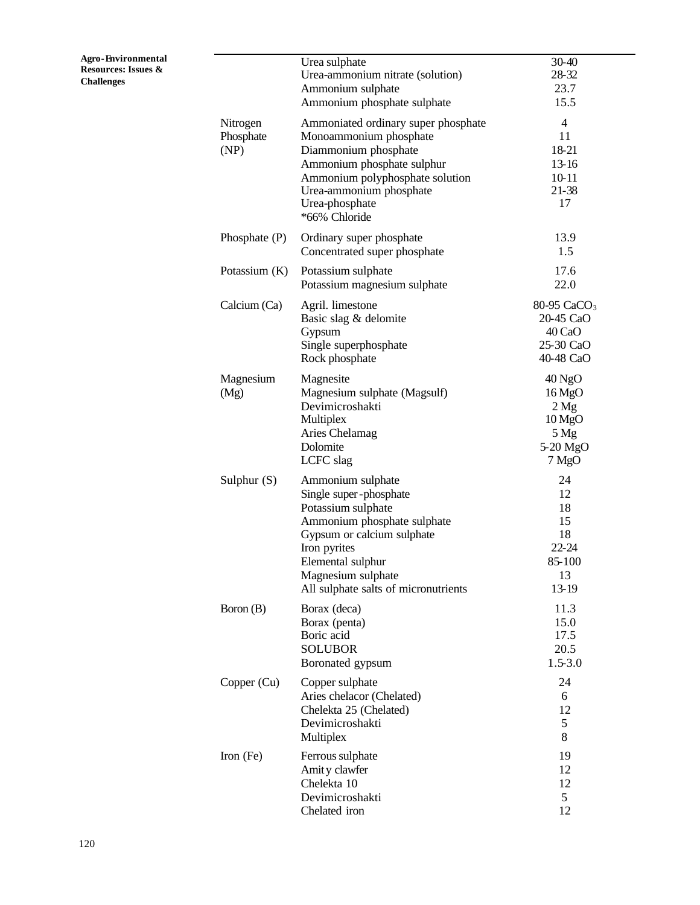| | | |
|---|---|---|
| | Urea sulphate | 30-40 |
| | Urea-ammonium nitrate (solution) | 28-32 |
| | Ammonium sulphate | 23.7 |
| | Ammonium phosphate sulphate | 15.5 |
| Nitrogen Phosphate (NP) | Ammoniated ordinary super phosphate | 4 |
| | Monoammonium phosphate | 11 |
| | Diammonium phosphate | 18-21 |
| | Ammonium phosphate sulphur | 13-16 |
| | Ammonium polyphosphate solution | 10-11 |
| | Urea-ammonium phosphate | 21-38 |
| | Urea-phosphate | 17 |
| | *66% Chloride | |
| Phosphate (P) | Ordinary super phosphate | 13.9 |
| | Concentrated super phosphate | 1.5 |
| Potassium (K) | Potassium sulphate | 17.6 |
| | Potassium magnesium sulphate | 22.0 |
| Calcium (Ca) | Agril. limestone | 80-95 $CaCO_3$ |
| | Basic slag & delomite | 20-45 CaO |
| | Gypsum | 40 CaO |
| | Single superphosphate | 25-30 CaO |
| | Rock phosphate | 40-48 CaO |
| Magnesium (Mg) | Magnesite | 40 NgO |
| | Magnesium sulphate (Magsulf) | 16 MgO |
| | Devimicroshakti | 2 Mg |
| | Multiplex | 10 MgO |
| | Aries Chelamag | 5 Mg |
| | Dolomite | 5-20 MgO |
| | LCFC slag | 7 MgO |
| Sulphur (S) | Ammonium sulphate | 24 |
| | Single super-phosphate | 12 |
| | Potassium sulphate | 18 |
| | Ammonium phosphate sulphate | 15 |
| | Gypsum or calcium sulphate | 18 |
| | Iron pyrites | 22-24 |
| | Elemental sulphur | 85-100 |
| | Magnesium sulphate | 13 |
| | All sulphate salts of micronutrients | 13-19 |
| Boron (B) | Borax (deca) | 11.3 |
| | Borax (penta) | 15.0 |
| | Boric acid | 17.5 |
| | SOLUBOR | 20.5 |
| | Boronated gypsum | 1.5-3.0 |
| Copper (Cu) | Copper sulphate | 24 |
| | Aries chelacor (Chelated) | 6 |
| | Chelekta 25 (Chelated) | 12 |
| | Devimicroshakti | 5 |
| | Multiplex | 8 |
| Iron (Fe) | Ferrous sulphate | 19 |
| | Amity clawfer | 12 |
| | Chelekta 10 | 12 |
| | Devimicroshakti | 5 |
| | Chelated iron | 12 |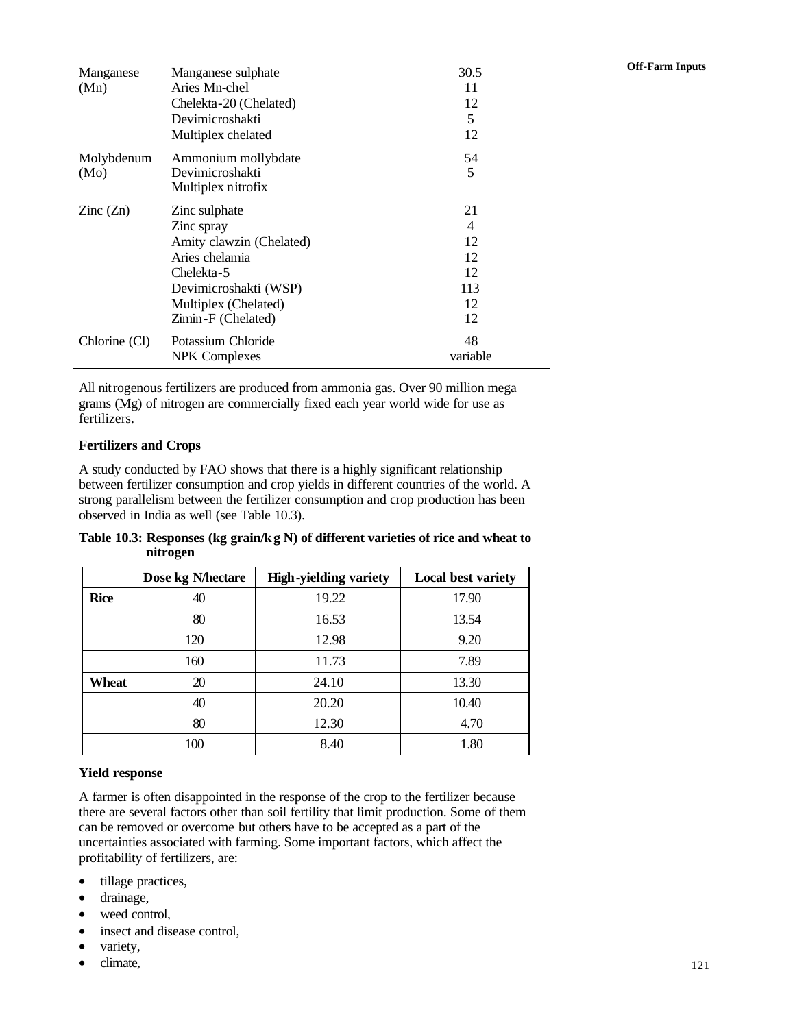| | | |
|---|---|---|
| Manganese (Mn) | Manganese sulphate | 30.5 |
| | Aries Mn-chel | 11 |
| | Chelekta-20 (Chelated) | 12 |
| | Devimicroshakti | 5 |
| | Multiplex chelated | 12 |
| Molybdenum (Mo) | Ammonium mollybdate | 54 |
| | Devimicroshakti | 5 |
| | Multiplex nitrofix | |
| Zinc (Zn) | Zinc sulphate | 21 |
| | Zinc spray | 4 |
| | Amity clawzin (Chelated) | 12 |
| | Aries chelamia | 12 |
| | Chelekta-5 | 12 |
| | Devimicroshakti (WSP) | 113 |
| | Multiplex (Chelated) | 12 |
| | Zimin-F (Chelated) | 12 |
| Chlorine (Cl) | Potassium Chloride | 48 |
| | NPK Complexes | variable |

All nitrogenous fertilizers are produced from ammonia gas. Over 90 million mega grams (Mg) of nitrogen are commercially fixed each year world wide for use as fertilizers.

**Fertilizers and Crops**

A study conducted by FAO shows that there is a highly significant relationship between fertilizer consumption and crop yields in different countries of the world. A strong parallelism between the fertilizer consumption and crop production has been observed in India as well (see Table 10.3).

**Table 10.3: Responses (kg grain/kg N) of different varieties of rice and wheat to nitrogen**

| | Dose kg N/hectare | High-yielding variety | Local best variety |
|---|---|---|---|
| **Rice** | 40 | 19.22 | 17.90 |
| | 80 | 16.53 | 13.54 |
| | 120 | 12.98 | 9.20 |
| | 160 | 11.73 | 7.89 |
| **Wheat** | 20 | 24.10 | 13.30 |
| | 40 | 20.20 | 10.40 |
| | 80 | 12.30 | 4.70 |
| | 100 | 8.40 | 1.80 |

**Yield response**

A farmer is often disappointed in the response of the crop to the fertilizer because there are several factors other than soil fertility that limit production. Some of them can be removed or overcome but others have to be accepted as a part of the uncertainties associated with farming. Some important factors, which affect the profitability of fertilizers, are:

- tillage practices,
- drainage,
- weed control,
- insect and disease control,
- variety,
- climate,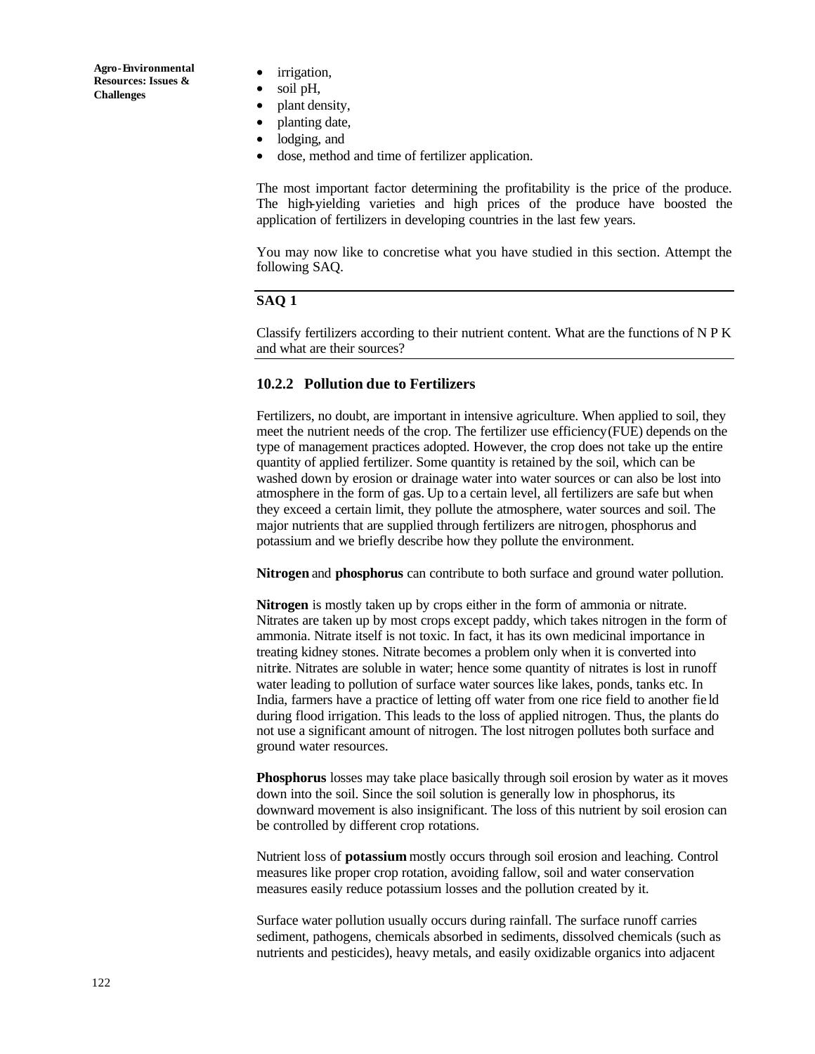- irrigation,
- soil pH,
- plant density,
- planting date,
- lodging, and
- dose, method and time of fertilizer application.

The most important factor determining the profitability is the price of the produce. The high-yielding varieties and high prices of the produce have boosted the application of fertilizers in developing countries in the last few years.

You may now like to concretise what you have studied in this section. Attempt the following SAQ.

**SAQ 1**

Classify fertilizers according to their nutrient content. What are the functions of N P K and what are their sources?

### 10.2.2 Pollution due to Fertilizers

Fertilizers, no doubt, are important in intensive agriculture. When applied to soil, they meet the nutrient needs of the crop. The fertilizer use efficiency (FUE) depends on the type of management practices adopted. However, the crop does not take up the entire quantity of applied fertilizer. Some quantity is retained by the soil, which can be washed down by erosion or drainage water into water sources or can also be lost into atmosphere in the form of gas. Up to a certain level, all fertilizers are safe but when they exceed a certain limit, they pollute the atmosphere, water sources and soil. The major nutrients that are supplied through fertilizers are nitrogen, phosphorus and potassium and we briefly describe how they pollute the environment.

**Nitrogen** and **phosphorus** can contribute to both surface and ground water pollution.

**Nitrogen** is mostly taken up by crops either in the form of ammonia or nitrate. Nitrates are taken up by most crops except paddy, which takes nitrogen in the form of ammonia. Nitrate itself is not toxic. In fact, it has its own medicinal importance in treating kidney stones. Nitrate becomes a problem only when it is converted into nitrite. Nitrates are soluble in water; hence some quantity of nitrates is lost in runoff water leading to pollution of surface water sources like lakes, ponds, tanks etc. In India, farmers have a practice of letting off water from one rice field to another field during flood irrigation. This leads to the loss of applied nitrogen. Thus, the plants do not use a significant amount of nitrogen. The lost nitrogen pollutes both surface and ground water resources.

**Phosphorus** losses may take place basically through soil erosion by water as it moves down into the soil. Since the soil solution is generally low in phosphorus, its downward movement is also insignificant. The loss of this nutrient by soil erosion can be controlled by different crop rotations.

Nutrient loss of **potassium** mostly occurs through soil erosion and leaching. Control measures like proper crop rotation, avoiding fallow, soil and water conservation measures easily reduce potassium losses and the pollution created by it.

Surface water pollution usually occurs during rainfall. The surface runoff carries sediment, pathogens, chemicals absorbed in sediments, dissolved chemicals (such as nutrients and pesticides), heavy metals, and easily oxidizable organics into adjacent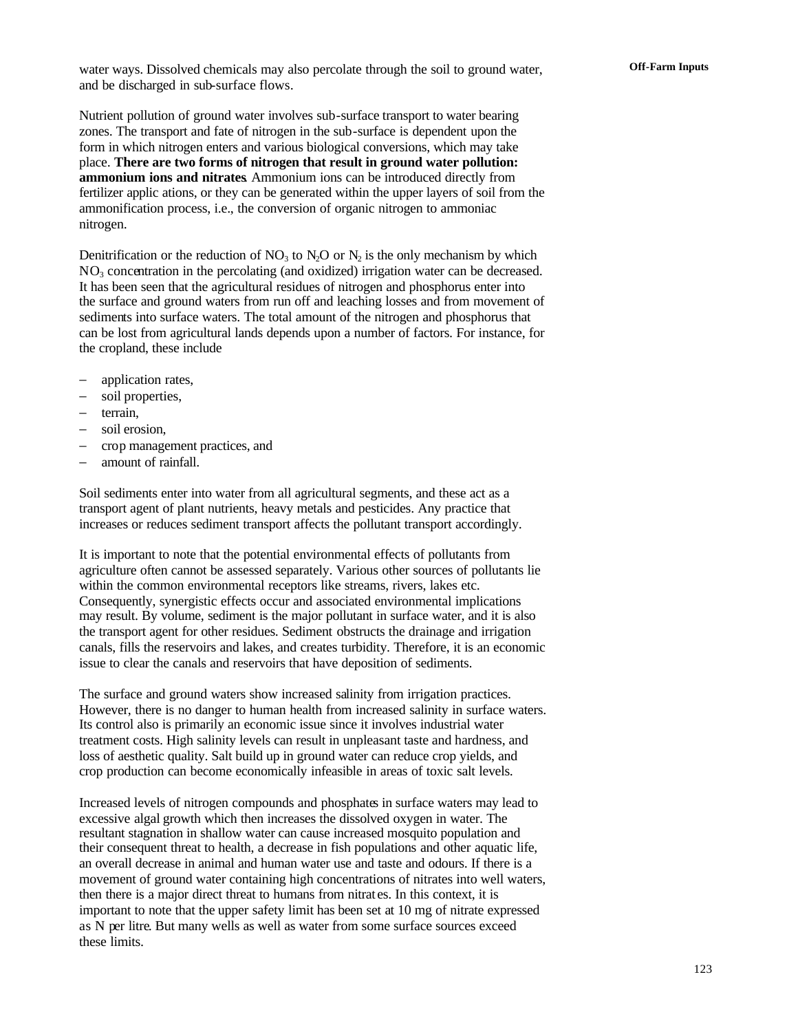water ways. Dissolved chemicals may also percolate through the soil to ground water, and be discharged in sub-surface flows.

Nutrient pollution of ground water involves sub-surface transport to water bearing zones. The transport and fate of nitrogen in the sub-surface is dependent upon the form in which nitrogen enters and various biological conversions, which may take place. **There are two forms of nitrogen that result in ground water pollution: ammonium ions and nitrates**. Ammonium ions can be introduced directly from fertilizer applic ations, or they can be generated within the upper layers of soil from the ammonification process, i.e., the conversion of organic nitrogen to ammoniac nitrogen.

Denitrification or the reduction of $NO_3$ to $N_2O$ or $N_2$ is the only mechanism by which $NO_3$ concentration in the percolating (and oxidized) irrigation water can be decreased. It has been seen that the agricultural residues of nitrogen and phosphorus enter into the surface and ground waters from run off and leaching losses and from movement of sediments into surface waters. The total amount of the nitrogen and phosphorus that can be lost from agricultural lands depends upon a number of factors. For instance, for the cropland, these include

- application rates,
- soil properties,
- terrain,
- soil erosion,
- crop management practices, and
- amount of rainfall.

Soil sediments enter into water from all agricultural segments, and these act as a transport agent of plant nutrients, heavy metals and pesticides. Any practice that increases or reduces sediment transport affects the pollutant transport accordingly.

It is important to note that the potential environmental effects of pollutants from agriculture often cannot be assessed separately. Various other sources of pollutants lie within the common environmental receptors like streams, rivers, lakes etc. Consequently, synergistic effects occur and associated environmental implications may result. By volume, sediment is the major pollutant in surface water, and it is also the transport agent for other residues. Sediment obstructs the drainage and irrigation canals, fills the reservoirs and lakes, and creates turbidity. Therefore, it is an economic issue to clear the canals and reservoirs that have deposition of sediments.

The surface and ground waters show increased salinity from irrigation practices. However, there is no danger to human health from increased salinity in surface waters. Its control also is primarily an economic issue since it involves industrial water treatment costs. High salinity levels can result in unpleasant taste and hardness, and loss of aesthetic quality. Salt build up in ground water can reduce crop yields, and crop production can become economically infeasible in areas of toxic salt levels.

Increased levels of nitrogen compounds and phosphates in surface waters may lead to excessive algal growth which then increases the dissolved oxygen in water. The resultant stagnation in shallow water can cause increased mosquito population and their consequent threat to health, a decrease in fish populations and other aquatic life, an overall decrease in animal and human water use and taste and odours. If there is a movement of ground water containing high concentrations of nitrates into well waters, then there is a major direct threat to humans from nitrat es. In this context, it is important to note that the upper safety limit has been set at 10 mg of nitrate expressed as N per litre. But many wells as well as water from some surface sources exceed these limits.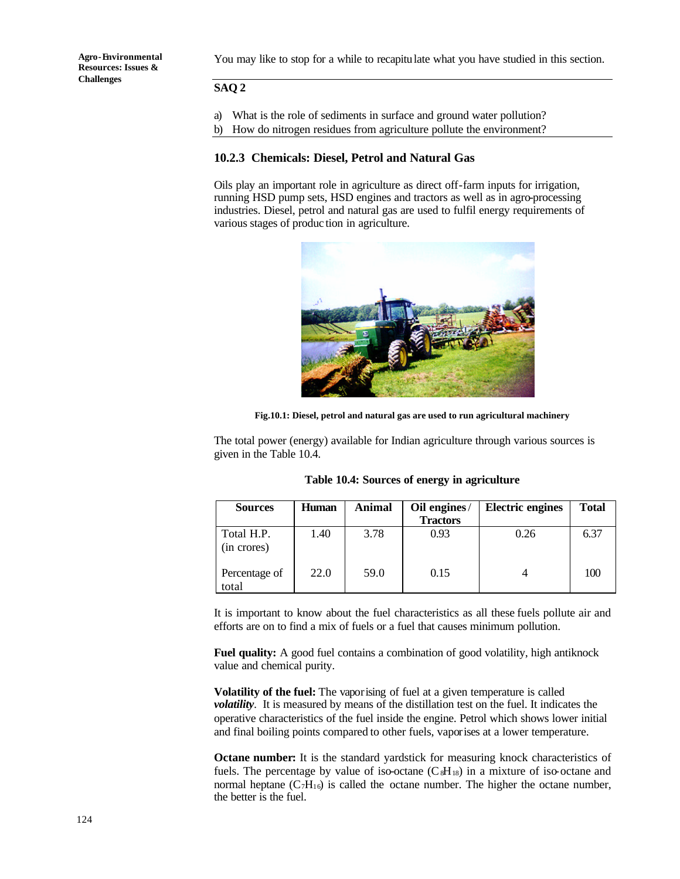You may like to stop for a while to recapitulate what you have studied in this section.

**SAQ 2**

a) What is the role of sediments in surface and ground water pollution?
b) How do nitrogen residues from agriculture pollute the environment?

### 10.2.3 Chemicals: Diesel, Petrol and Natural Gas

Oils play an important role in agriculture as direct off-farm inputs for irrigation, running HSD pump sets, HSD engines and tractors as well as in agro-processing industries. Diesel, petrol and natural gas are used to fulfil energy requirements of various stages of production in agriculture.

**Fig.10.1: Diesel, petrol and natural gas are used to run agricultural machinery**

The total power (energy) available for Indian agriculture through various sources is given in the Table 10.4.

**Table 10.4: Sources of energy in agriculture**

| Sources | Human | Animal | Oil engines / Tractors | Electric engines | Total |
|---|---|---|---|---|---|
| Total H.P. (in crores) | 1.40 | 3.78 | 0.93 | 0.26 | 6.37 |
| Percentage of total | 22.0 | 59.0 | 0.15 | 4 | 100 |

It is important to know about the fuel characteristics as all these fuels pollute air and efforts are on to find a mix of fuels or a fuel that causes minimum pollution.

**Fuel quality:** A good fuel contains a combination of good volatility, high antiknock value and chemical purity.

**Volatility of the fuel:** The vaporising of fuel at a given temperature is called ***volatility***. It is measured by means of the distillation test on the fuel. It indicates the operative characteristics of the fuel inside the engine. Petrol which shows lower initial and final boiling points compared to other fuels, vaporises at a lower temperature.

**Octane number:** It is the standard yardstick for measuring knock characteristics of fuels. The percentage by value of iso-octane ($C_8H_{18}$) in a mixture of iso-octane and normal heptane ($C_7H_{16}$) is called the octane number. The higher the octane number, the better is the fuel.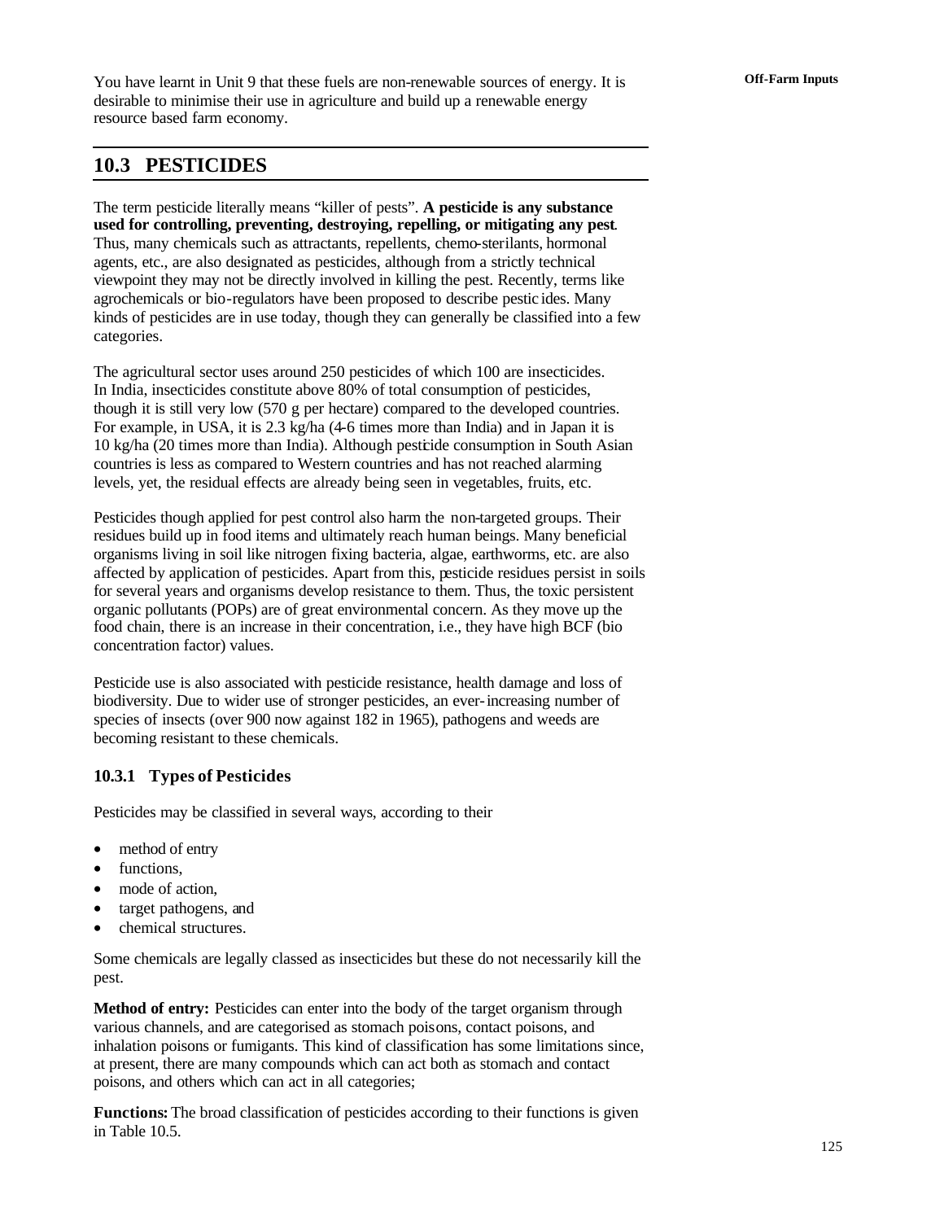You have learnt in Unit 9 that these fuels are non-renewable sources of energy. It is desirable to minimise their use in agriculture and build up a renewable energy resource based farm economy.

## 10.3 PESTICIDES

The term pesticide literally means "killer of pests". **A pesticide is any substance used for controlling, preventing, destroying, repelling, or mitigating any pest**. Thus, many chemicals such as attractants, repellents, chemo-sterilants, hormonal agents, etc., are also designated as pesticides, although from a strictly technical viewpoint they may not be directly involved in killing the pest. Recently, terms like agrochemicals or bio-regulators have been proposed to describe pesticides. Many kinds of pesticides are in use today, though they can generally be classified into a few categories.

The agricultural sector uses around 250 pesticides of which 100 are insecticides. In India, insecticides constitute above 80% of total consumption of pesticides, though it is still very low (570 g per hectare) compared to the developed countries. For example, in USA, it is 2.3 kg/ha (4-6 times more than India) and in Japan it is 10 kg/ha (20 times more than India). Although pesticide consumption in South Asian countries is less as compared to Western countries and has not reached alarming levels, yet, the residual effects are already being seen in vegetables, fruits, etc.

Pesticides though applied for pest control also harm the non-targeted groups. Their residues build up in food items and ultimately reach human beings. Many beneficial organisms living in soil like nitrogen fixing bacteria, algae, earthworms, etc. are also affected by application of pesticides. Apart from this, pesticide residues persist in soils for several years and organisms develop resistance to them. Thus, the toxic persistent organic pollutants (POPs) are of great environmental concern. As they move up the food chain, there is an increase in their concentration, i.e., they have high BCF (bio concentration factor) values.

Pesticide use is also associated with pesticide resistance, health damage and loss of biodiversity. Due to wider use of stronger pesticides, an ever-increasing number of species of insects (over 900 now against 182 in 1965), pathogens and weeds are becoming resistant to these chemicals.

### 10.3.1 Types of Pesticides

Pesticides may be classified in several ways, according to their

- method of entry
- functions,
- mode of action,
- target pathogens, and
- chemical structures.

Some chemicals are legally classed as insecticides but these do not necessarily kill the pest.

**Method of entry:** Pesticides can enter into the body of the target organism through various channels, and are categorised as stomach poisons, contact poisons, and inhalation poisons or fumigants. This kind of classification has some limitations since, at present, there are many compounds which can act both as stomach and contact poisons, and others which can act in all categories;

**Functions:** The broad classification of pesticides according to their functions is given in Table 10.5.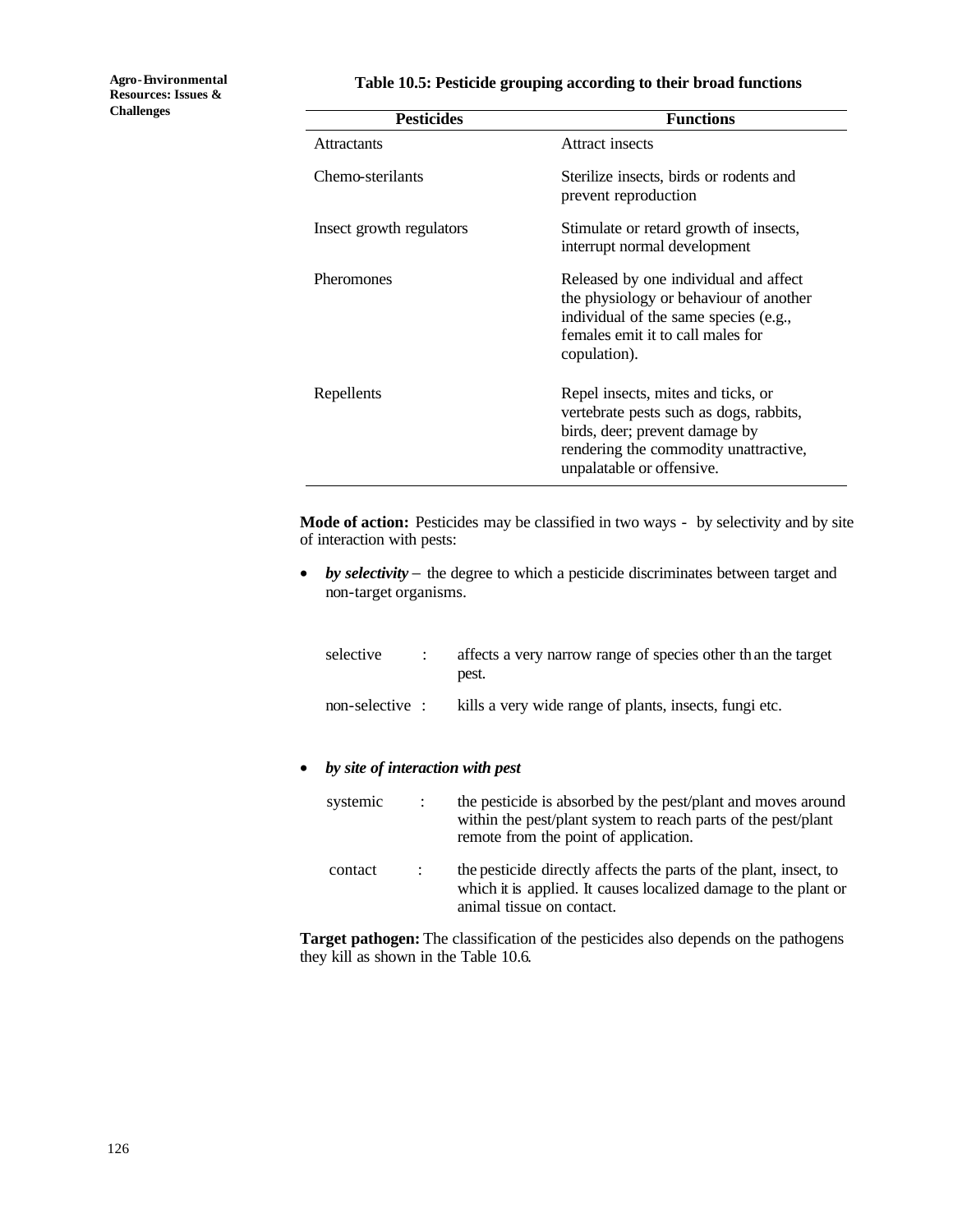**Table 10.5: Pesticide grouping according to their broad functions**

| Pesticides | Functions |
| --- | --- |
| Attractants | Attract insects |
| Chemo-sterilants | Sterilize insects, birds or rodents and prevent reproduction |
| Insect growth regulators | Stimulate or retard growth of insects, interrupt normal development |
| Pheromones | Released by one individual and affect the physiology or behaviour of another individual of the same species (e.g., females emit it to call males for copulation). |
| Repellents | Repel insects, mites and ticks, or vertebrate pests such as dogs, rabbits, birds, deer; prevent damage by rendering the commodity unattractive, unpalatable or offensive. |

**Mode of action:** Pesticides may be classified in two ways - by selectivity and by site of interaction with pests:

- ***by selectivity*** – the degree to which a pesticide discriminates between target and non-target organisms.

  selective : affects a very narrow range of species other than the target pest.

  non-selective : kills a very wide range of plants, insects, fungi etc.

- ***by site of interaction with pest***

  systemic : the pesticide is absorbed by the pest/plant and moves around within the pest/plant system to reach parts of the pest/plant remote from the point of application.

  contact : the pesticide directly affects the parts of the plant, insect, to which it is applied. It causes localized damage to the plant or animal tissue on contact.

**Target pathogen:** The classification of the pesticides also depends on the pathogens they kill as shown in the Table 10.6.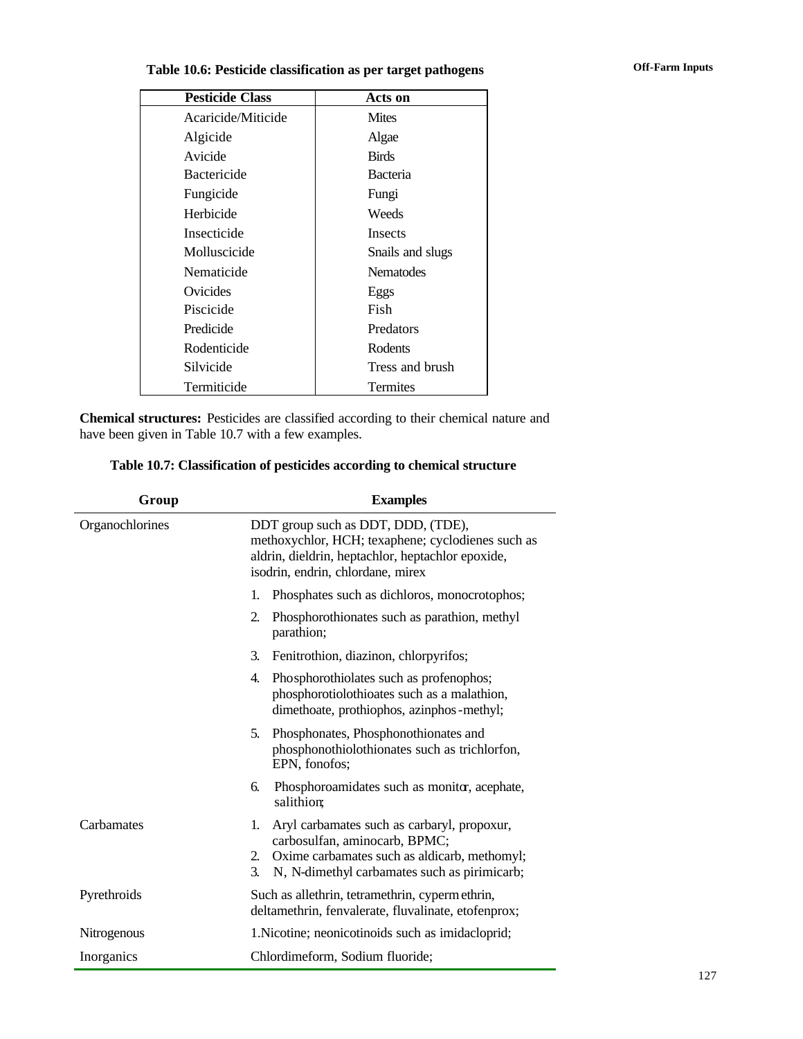**Table 10.6: Pesticide classification as per target pathogens**

| Pesticide Class | Acts on |
|---|---|
| Acaricide/Miticide | Mites |
| Algicide | Algae |
| Avicide | Birds |
| Bactericide | Bacteria |
| Fungicide | Fungi |
| Herbicide | Weeds |
| Insecticide | Insects |
| Molluscicide | Snails and slugs |
| Nematicide | Nematodes |
| Ovicides | Eggs |
| Piscicide | Fish |
| Predicide | Predators |
| Rodenticide | Rodents |
| Silvicide | Tress and brush |
| Termiticide | Termites |

**Chemical structures:** Pesticides are classified according to their chemical nature and have been given in Table 10.7 with a few examples.

**Table 10.7: Classification of pesticides according to chemical structure**

| Group | Examples |
|---|---|
| Organochlorines | DDT group such as DDT, DDD, (TDE), methoxychlor, HCH; texaphene; cyclodienes such as aldrin, dieldrin, heptachlor, heptachlor epoxide, isodrin, endrin, chlordane, mirex |
| | 1. Phosphates such as dichloros, monocrotophos; |
| | 2. Phosphorothionates such as parathion, methyl parathion; |
| | 3. Fenitrothion, diazinon, chlorpyrifos; |
| | 4. Phosphorothiolates such as profenophos; phosphorotiolothioates such as a malathion, dimethoate, prothiophos, azinphos-methyl; |
| | 5. Phosphonates, Phosphonothionates and phosphonothiolothionates such as trichlorfon, EPN, fonofos; |
| | 6. Phosphoroamidates such as monitor, acephate, salithion; |
| Carbamates | 1. Aryl carbamates such as carbaryl, propoxur, carbosulfan, aminocarb, BPMC; 2. Oxime carbamates such as aldicarb, methomyl; 3. N, N-dimethyl carbamates such as pirimicarb; |
| Pyrethroids | Such as allethrin, tetramethrin, cypermethrin, deltamethrin, fenvalerate, fluvalinate, etofenprox; |
| Nitrogenous | 1.Nicotine; neonicotinoids such as imidacloprid; |
| Inorganics | Chlordimeform, Sodium fluoride; |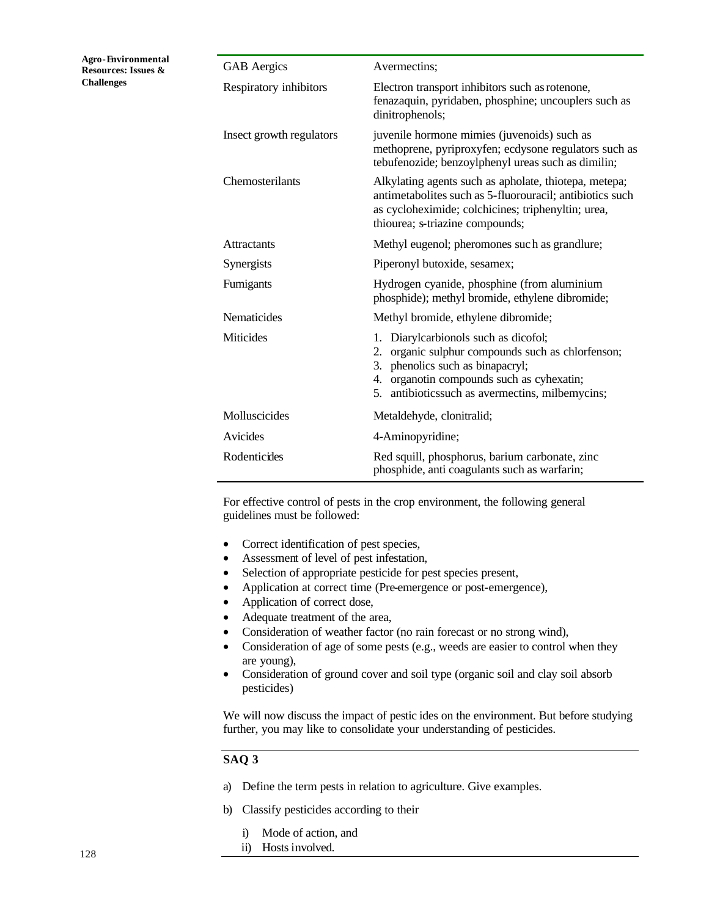| | |
|---|---|
| GAB Aergics | Avermectins; |
| Respiratory inhibitors | Electron transport inhibitors such as rotenone, fenazaquin, pyridaben, phosphine; uncouplers such as dinitrophenols; |
| Insect growth regulators | juvenile hormone mimies (juvenoids) such as methoprene, pyriproxyfen; ecdysone regulators such as tebufenozide; benzoylphenyl ureas such as dimilin; |
| Chemosterilants | Alkylating agents such as apholate, thiotepa, metepa; antimetabolites such as 5-fluorouracil; antibiotics such as cycloheximide; colchicines; triphenyltin; urea, thiourea; s-triazine compounds; |
| Attractants | Methyl eugenol; pheromones such as grandlure; |
| Synergists | Piperonyl butoxide, sesamex; |
| Fumigants | Hydrogen cyanide, phosphine (from aluminium phosphide); methyl bromide, ethylene dibromide; |
| Nematicides | Methyl bromide, ethylene dibromide; |
| Miticides | 1. Diarylcarbionols such as dicofol; 2. organic sulphur compounds such as chlorfenson; 3. phenolics such as binapacryl; 4. organotin compounds such as cyhexatin; 5. antibioticssuch as avermectins, milbemycins; |
| Molluscicides | Metaldehyde, clonitralid; |
| Avicides | 4-Aminopyridine; |
| Rodenticides | Red squill, phosphorus, barium carbonate, zinc phosphide, anti coagulants such as warfarin; |

For effective control of pests in the crop environment, the following general guidelines must be followed:

- Correct identification of pest species,
- Assessment of level of pest infestation,
- Selection of appropriate pesticide for pest species present,
- Application at correct time (Pre-emergence or post-emergence),
- Application of correct dose,
- Adequate treatment of the area,
- Consideration of weather factor (no rain forecast or no strong wind),
- Consideration of age of some pests (e.g., weeds are easier to control when they are young),
- Consideration of ground cover and soil type (organic soil and clay soil absorb pesticides)

We will now discuss the impact of pesticides on the environment. But before studying further, you may like to consolidate your understanding of pesticides.

## SAQ 3

a) Define the term pests in relation to agriculture. Give examples.

b) Classify pesticides according to their

   i) Mode of action, and
   ii) Hosts involved.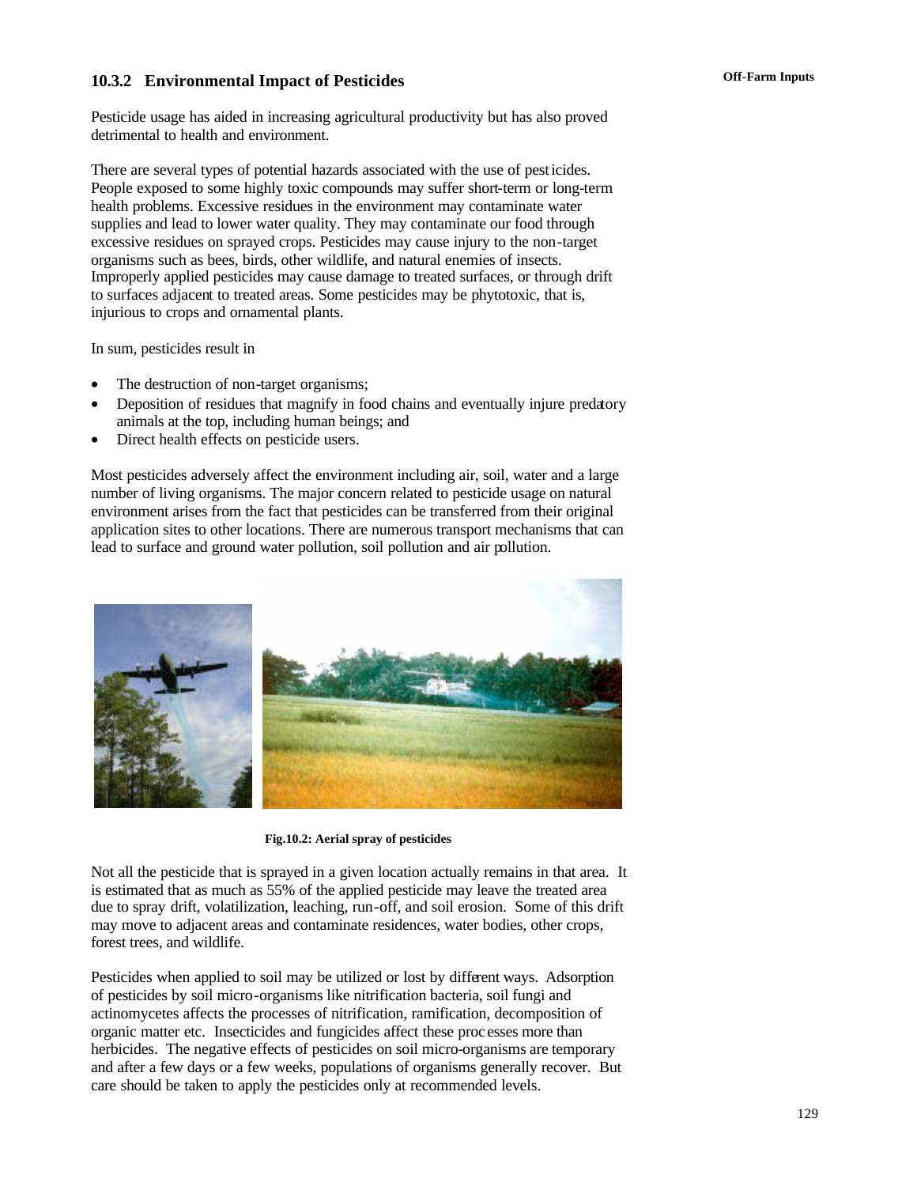### 10.3.2 Environmental Impact of Pesticides

Pesticide usage has aided in increasing agricultural productivity but has also proved detrimental to health and environment.

There are several types of potential hazards associated with the use of pesticides. People exposed to some highly toxic compounds may suffer short-term or long-term health problems. Excessive residues in the environment may contaminate water supplies and lead to lower water quality. They may contaminate our food through excessive residues on sprayed crops. Pesticides may cause injury to the non-target organisms such as bees, birds, other wildlife, and natural enemies of insects. Improperly applied pesticides may cause damage to treated surfaces, or through drift to surfaces adjacent to treated areas. Some pesticides may be phytotoxic, that is, injurious to crops and ornamental plants.

In sum, pesticides result in

- The destruction of non-target organisms;
- Deposition of residues that magnify in food chains and eventually injure predatory animals at the top, including human beings; and
- Direct health effects on pesticide users.

Most pesticides adversely affect the environment including air, soil, water and a large number of living organisms. The major concern related to pesticide usage on natural environment arises from the fact that pesticides can be transferred from their original application sites to other locations. There are numerous transport mechanisms that can lead to surface and ground water pollution, soil pollution and air pollution.

**Fig.10.2: Aerial spray of pesticides**

Not all the pesticide that is sprayed in a given location actually remains in that area. It is estimated that as much as 55% of the applied pesticide may leave the treated area due to spray drift, volatilization, leaching, run-off, and soil erosion. Some of this drift may move to adjacent areas and contaminate residences, water bodies, other crops, forest trees, and wildlife.

Pesticides when applied to soil may be utilized or lost by different ways. Adsorption of pesticides by soil micro-organisms like nitrification bacteria, soil fungi and actinomycetes affects the processes of nitrification, ramification, decomposition of organic matter etc. Insecticides and fungicides affect these processes more than herbicides. The negative effects of pesticides on soil micro-organisms are temporary and after a few days or a few weeks, populations of organisms generally recover. But care should be taken to apply the pesticides only at recommended levels.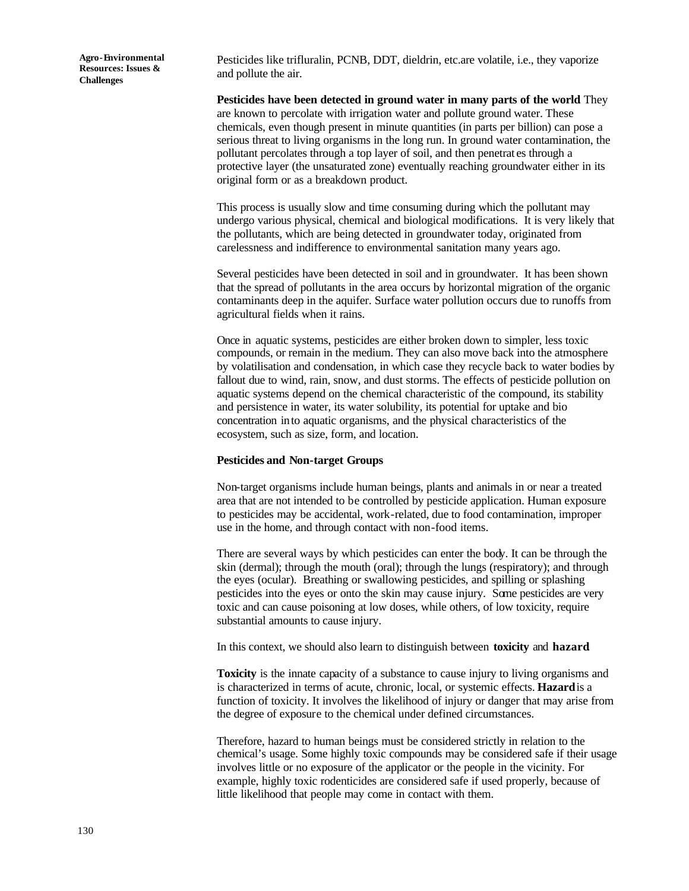Pesticides like trifluralin, PCNB, DDT, dieldrin, etc.are volatile, i.e., they vaporize and pollute the air.

**Pesticides have been detected in ground water in many parts of the world** They are known to percolate with irrigation water and pollute ground water. These chemicals, even though present in minute quantities (in parts per billion) can pose a serious threat to living organisms in the long run. In ground water contamination, the pollutant percolates through a top layer of soil, and then penetrates through a protective layer (the unsaturated zone) eventually reaching groundwater either in its original form or as a breakdown product.

This process is usually slow and time consuming during which the pollutant may undergo various physical, chemical and biological modifications. It is very likely that the pollutants, which are being detected in groundwater today, originated from carelessness and indifference to environmental sanitation many years ago.

Several pesticides have been detected in soil and in groundwater. It has been shown that the spread of pollutants in the area occurs by horizontal migration of the organic contaminants deep in the aquifer. Surface water pollution occurs due to runoffs from agricultural fields when it rains.

Once in aquatic systems, pesticides are either broken down to simpler, less toxic compounds, or remain in the medium. They can also move back into the atmosphere by volatilisation and condensation, in which case they recycle back to water bodies by fallout due to wind, rain, snow, and dust storms. The effects of pesticide pollution on aquatic systems depend on the chemical characteristic of the compound, its stability and persistence in water, its water solubility, its potential for uptake and bio concentration into aquatic organisms, and the physical characteristics of the ecosystem, such as size, form, and location.

**Pesticides and Non-target Groups**

Non-target organisms include human beings, plants and animals in or near a treated area that are not intended to be controlled by pesticide application. Human exposure to pesticides may be accidental, work-related, due to food contamination, improper use in the home, and through contact with non-food items.

There are several ways by which pesticides can enter the body. It can be through the skin (dermal); through the mouth (oral); through the lungs (respiratory); and through the eyes (ocular). Breathing or swallowing pesticides, and spilling or splashing pesticides into the eyes or onto the skin may cause injury. Some pesticides are very toxic and can cause poisoning at low doses, while others, of low toxicity, require substantial amounts to cause injury.

In this context, we should also learn to distinguish between **toxicity** and **hazard**

**Toxicity** is the innate capacity of a substance to cause injury to living organisms and is characterized in terms of acute, chronic, local, or systemic effects. **Hazard** is a function of toxicity. It involves the likelihood of injury or danger that may arise from the degree of exposure to the chemical under defined circumstances.

Therefore, hazard to human beings must be considered strictly in relation to the chemical's usage. Some highly toxic compounds may be considered safe if their usage involves little or no exposure of the applicator or the people in the vicinity. For example, highly toxic rodenticides are considered safe if used properly, because of little likelihood that people may come in contact with them.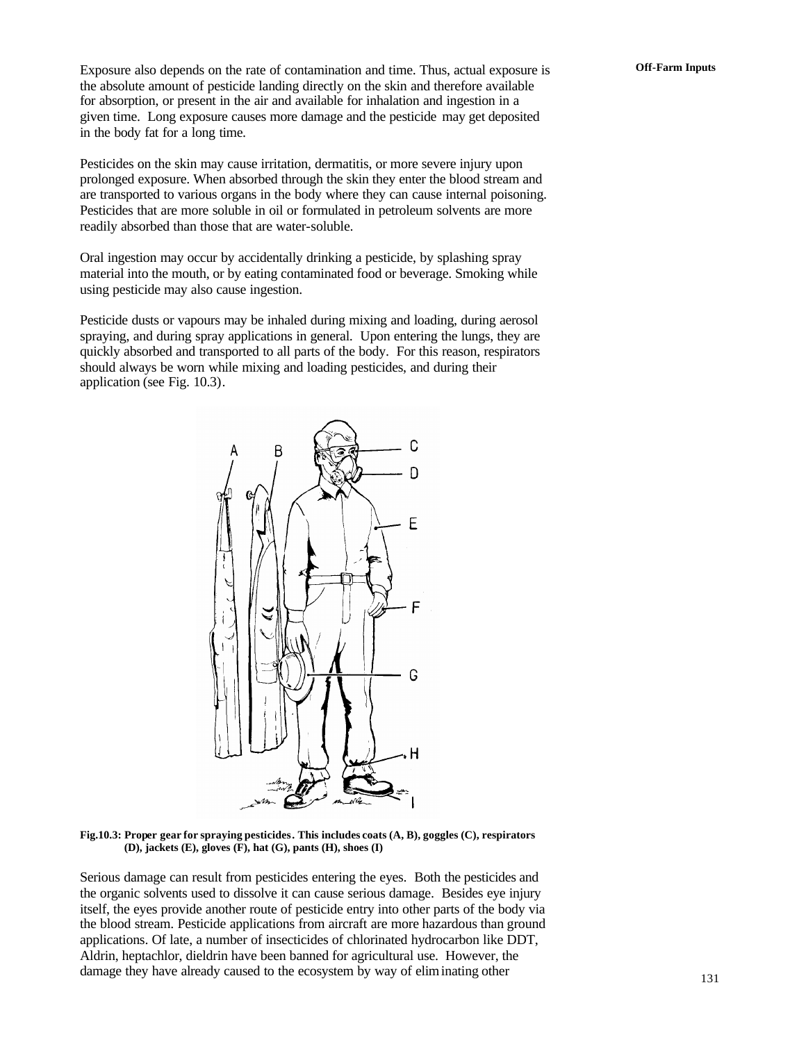Exposure also depends on the rate of contamination and time. Thus, actual exposure is the absolute amount of pesticide landing directly on the skin and therefore available for absorption, or present in the air and available for inhalation and ingestion in a given time. Long exposure causes more damage and the pesticide may get deposited in the body fat for a long time.

Pesticides on the skin may cause irritation, dermatitis, or more severe injury upon prolonged exposure. When absorbed through the skin they enter the blood stream and are transported to various organs in the body where they can cause internal poisoning. Pesticides that are more soluble in oil or formulated in petroleum solvents are more readily absorbed than those that are water-soluble.

Oral ingestion may occur by accidentally drinking a pesticide, by splashing spray material into the mouth, or by eating contaminated food or beverage. Smoking while using pesticide may also cause ingestion.

Pesticide dusts or vapours may be inhaled during mixing and loading, during aerosol spraying, and during spray applications in general. Upon entering the lungs, they are quickly absorbed and transported to all parts of the body. For this reason, respirators should always be worn while mixing and loading pesticides, and during their application (see Fig. 10.3).

**Fig.10.3: Proper gear for spraying pesticides. This includes coats (A, B), goggles (C), respirators (D), jackets (E), gloves (F), hat (G), pants (H), shoes (I)**

Serious damage can result from pesticides entering the eyes. Both the pesticides and the organic solvents used to dissolve it can cause serious damage. Besides eye injury itself, the eyes provide another route of pesticide entry into other parts of the body via the blood stream. Pesticide applications from aircraft are more hazardous than ground applications. Of late, a number of insecticides of chlorinated hydrocarbon like DDT, Aldrin, heptachlor, dieldrin have been banned for agricultural use. However, the damage they have already caused to the ecosystem by way of eliminating other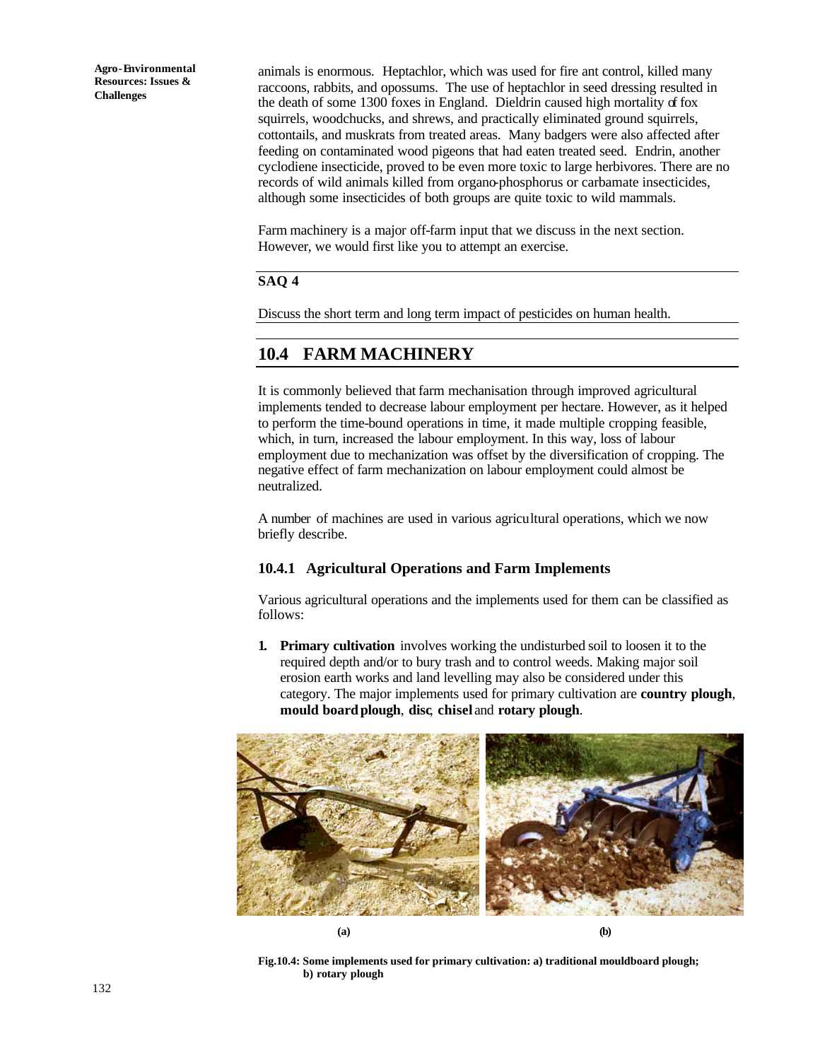animals is enormous. Heptachlor, which was used for fire ant control, killed many raccoons, rabbits, and opossums. The use of heptachlor in seed dressing resulted in the death of some 1300 foxes in England. Dieldrin caused high mortality of fox squirrels, woodchucks, and shrews, and practically eliminated ground squirrels, cottontails, and muskrats from treated areas. Many badgers were also affected after feeding on contaminated wood pigeons that had eaten treated seed. Endrin, another cyclodiene insecticide, proved to be even more toxic to large herbivores. There are no records of wild animals killed from organo-phosphorus or carbamate insecticides, although some insecticides of both groups are quite toxic to wild mammals.

Farm machinery is a major off-farm input that we discuss in the next section. However, we would first like you to attempt an exercise.

**SAQ 4**

Discuss the short term and long term impact of pesticides on human health.

## 10.4 FARM MACHINERY

It is commonly believed that farm mechanisation through improved agricultural implements tended to decrease labour employment per hectare. However, as it helped to perform the time-bound operations in time, it made multiple cropping feasible, which, in turn, increased the labour employment. In this way, loss of labour employment due to mechanization was offset by the diversification of cropping. The negative effect of farm mechanization on labour employment could almost be neutralized.

A number of machines are used in various agricultural operations, which we now briefly describe.

### 10.4.1 Agricultural Operations and Farm Implements

Various agricultural operations and the implements used for them can be classified as follows:

1. **Primary cultivation** involves working the undisturbed soil to loosen it to the required depth and/or to bury trash and to control weeds. Making major soil erosion earth works and land levelling may also be considered under this category. The major implements used for primary cultivation are **country plough**, **mould board plough**, **disc**, **chisel** and **rotary plough**.

(a) (b)

**Fig.10.4: Some implements used for primary cultivation: a) traditional mouldboard plough; b) rotary plough**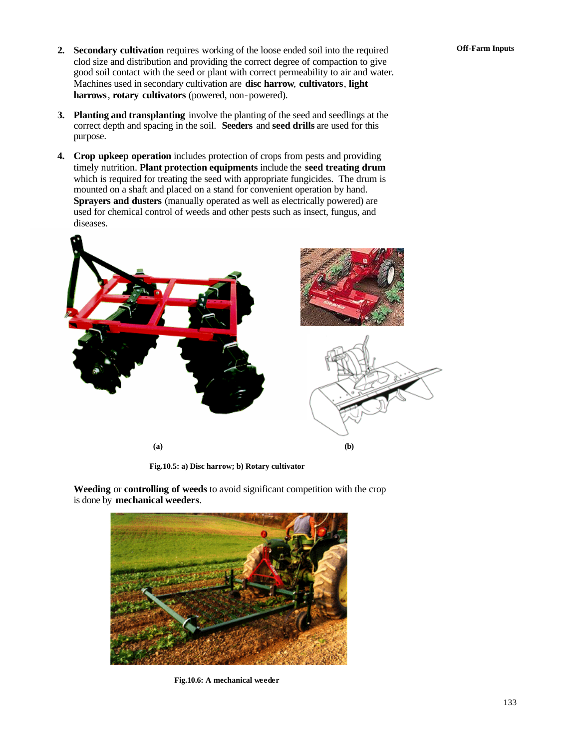2. **Secondary cultivation** requires working of the loose ended soil into the required clod size and distribution and providing the correct degree of compaction to give good soil contact with the seed or plant with correct permeability to air and water. Machines used in secondary cultivation are **disc harrow**, **cultivators**, **light harrows**, **rotary cultivators** (powered, non-powered).

3. **Planting and transplanting** involve the planting of the seed and seedlings at the correct depth and spacing in the soil. **Seeders** and **seed drills** are used for this purpose.

4. **Crop upkeep operation** includes protection of crops from pests and providing timely nutrition. **Plant protection equipments** include the **seed treating drum** which is required for treating the seed with appropriate fungicides. The drum is mounted on a shaft and placed on a stand for convenient operation by hand. **Sprayers and dusters** (manually operated as well as electrically powered) are used for chemical control of weeds and other pests such as insect, fungus, and diseases.

(a) (b)

**Fig.10.5: a) Disc harrow; b) Rotary cultivator**

**Weeding** or **controlling of weeds** to avoid significant competition with the crop is done by **mechanical weeders**.

**Fig.10.6: A mechanical weeder**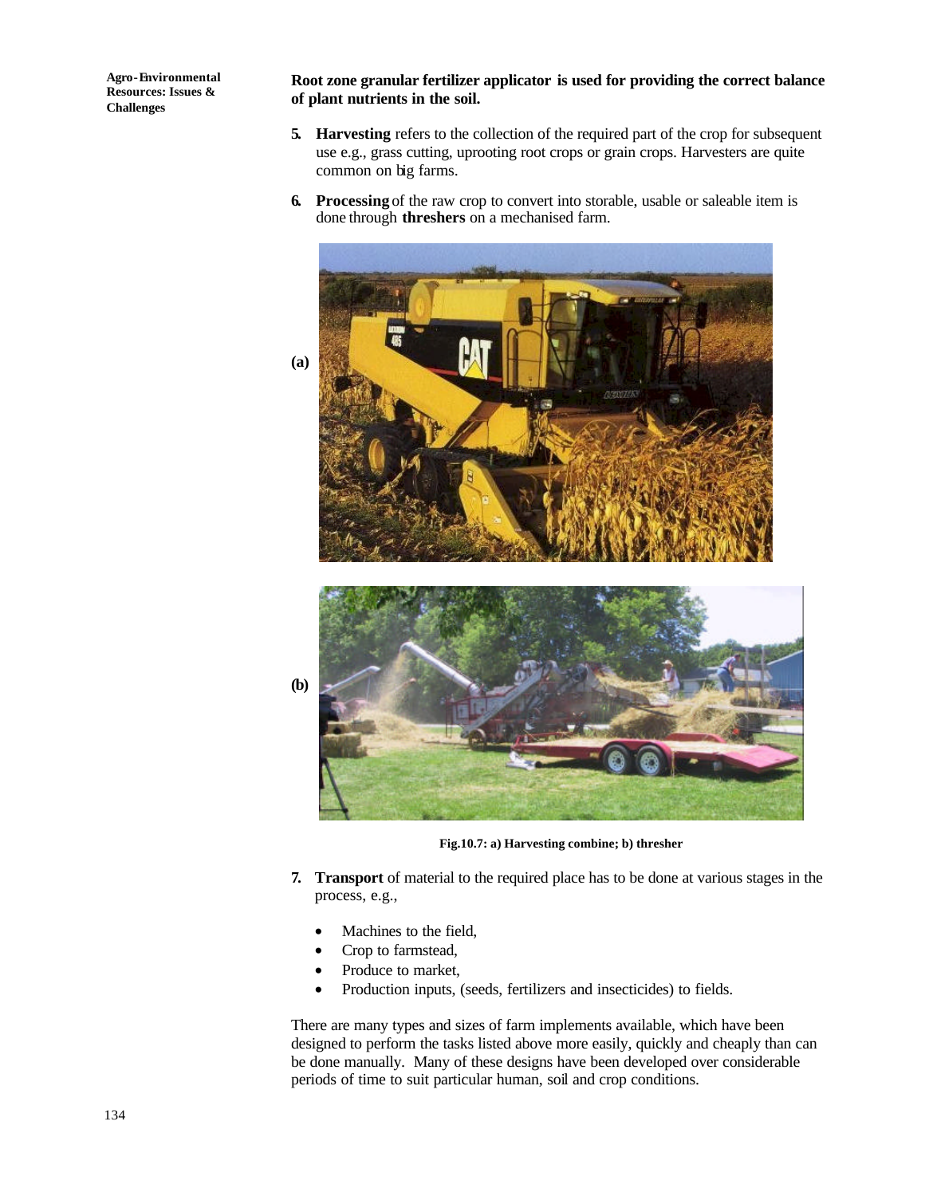**Root zone granular fertilizer applicator is used for providing the correct balance of plant nutrients in the soil.**

5. **Harvesting** refers to the collection of the required part of the crop for subsequent use e.g., grass cutting, uprooting root crops or grain crops. Harvesters are quite common on big farms.

6. **Processing** of the raw crop to convert into storable, usable or saleable item is done through **threshers** on a mechanised farm.

(a)

(b)

**Fig.10.7: a) Harvesting combine; b) thresher**

7. **Transport** of material to the required place has to be done at various stages in the process, e.g.,

   - Machines to the field,
   - Crop to farmstead,
   - Produce to market,
   - Production inputs, (seeds, fertilizers and insecticides) to fields.

There are many types and sizes of farm implements available, which have been designed to perform the tasks listed above more easily, quickly and cheaply than can be done manually. Many of these designs have been developed over considerable periods of time to suit particular human, soil and crop conditions.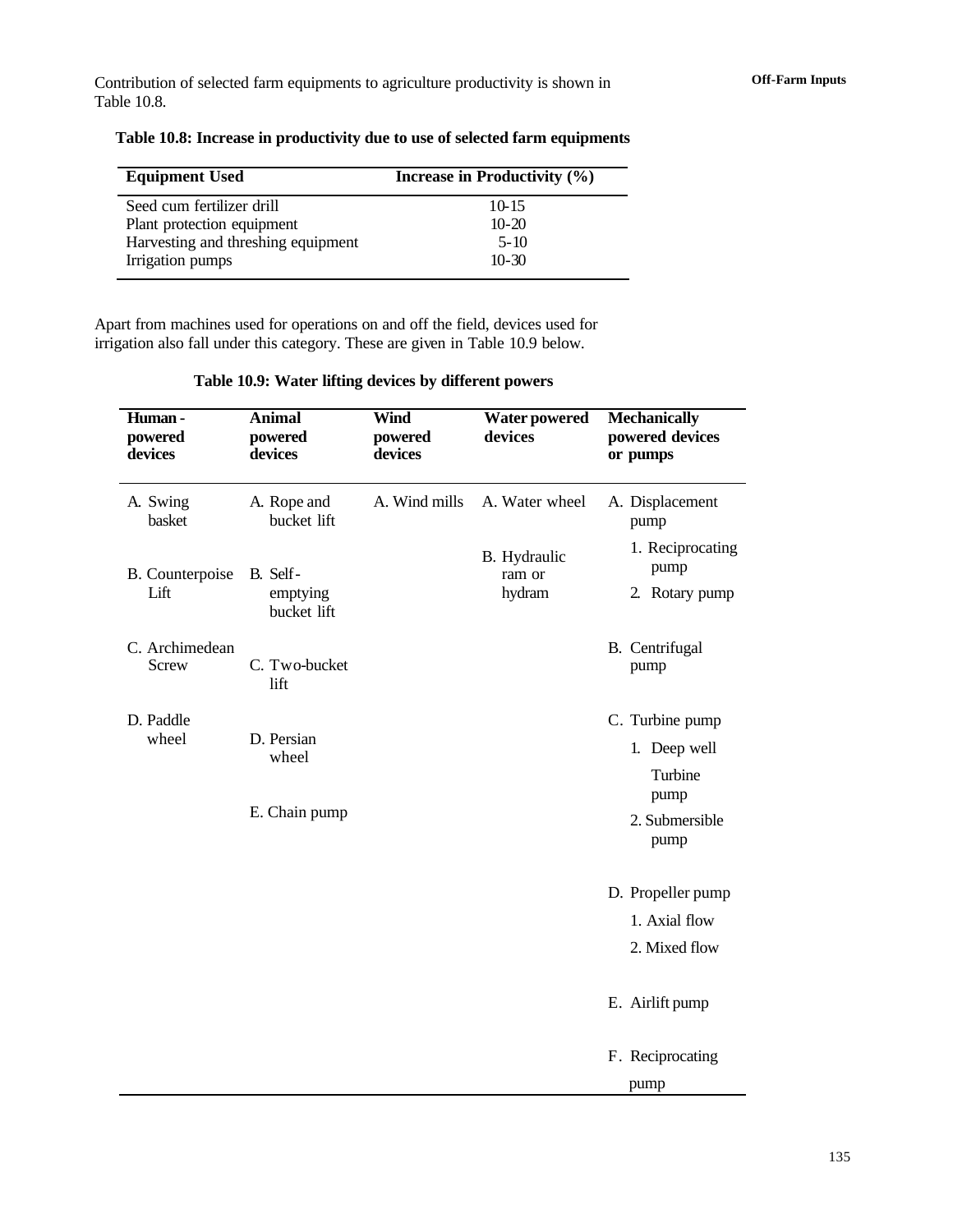Contribution of selected farm equipments to agriculture productivity is shown in Table 10.8.

**Table 10.8: Increase in productivity due to use of selected farm equipments**

| Equipment Used | Increase in Productivity (%) |
|---|---|
| Seed cum fertilizer drill | 10-15 |
| Plant protection equipment | 10-20 |
| Harvesting and threshing equipment | 5-10 |
| Irrigation pumps | 10-30 |

Apart from machines used for operations on and off the field, devices used for irrigation also fall under this category. These are given in Table 10.9 below.

**Table 10.9: Water lifting devices by different powers**

| Human-powered devices | Animal powered devices | Wind powered devices | Water powered devices | Mechanically powered devices or pumps |
|---|---|---|---|---|
| A. Swing basket | A. Rope and bucket lift | A. Wind mills | A. Water wheel | A. Displacement pump<br>1. Reciprocating pump<br>2. Rotary pump |
| B. Counterpoise Lift | B. Self-emptying bucket lift | | B. Hydraulic ram or hydram | B. Centrifugal pump |
| C. Archimedean Screw | C. Two-bucket lift | | | C. Turbine pump<br>1. Deep well Turbine pump<br>2. Submersible pump |
| D. Paddle wheel | D. Persian wheel | | | D. Propeller pump<br>1. Axial flow<br>2. Mixed flow |
| | E. Chain pump | | | E. Airlift pump |
| | | | | F. Reciprocating pump |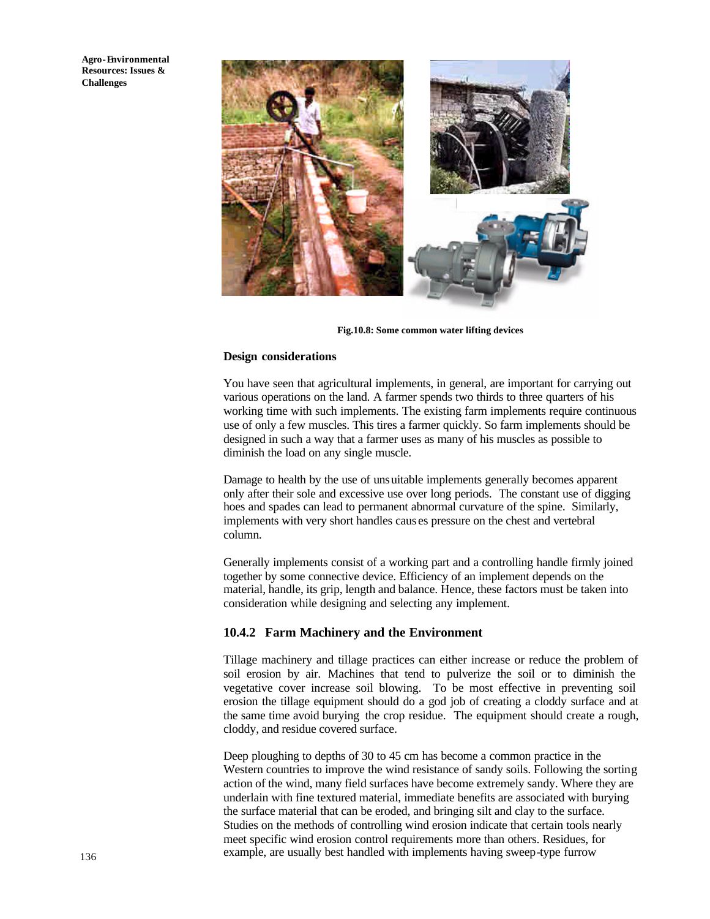Fig.10.8: Some common water lifting devices

### Design considerations

You have seen that agricultural implements, in general, are important for carrying out various operations on the land. A farmer spends two thirds to three quarters of his working time with such implements. The existing farm implements require continuous use of only a few muscles. This tires a farmer quickly. So farm implements should be designed in such a way that a farmer uses as many of his muscles as possible to diminish the load on any single muscle.

Damage to health by the use of unsuitable implements generally becomes apparent only after their sole and excessive use over long periods. The constant use of digging hoes and spades can lead to permanent abnormal curvature of the spine. Similarly, implements with very short handles causes pressure on the chest and vertebral column.

Generally implements consist of a working part and a controlling handle firmly joined together by some connective device. Efficiency of an implement depends on the material, handle, its grip, length and balance. Hence, these factors must be taken into consideration while designing and selecting any implement.

## 10.4.2 Farm Machinery and the Environment

Tillage machinery and tillage practices can either increase or reduce the problem of soil erosion by air. Machines that tend to pulverize the soil or to diminish the vegetative cover increase soil blowing. To be most effective in preventing soil erosion the tillage equipment should do a god job of creating a cloddy surface and at the same time avoid burying the crop residue. The equipment should create a rough, cloddy, and residue covered surface.

Deep ploughing to depths of 30 to 45 cm has become a common practice in the Western countries to improve the wind resistance of sandy soils. Following the sorting action of the wind, many field surfaces have become extremely sandy. Where they are underlain with fine textured material, immediate benefits are associated with burying the surface material that can be eroded, and bringing silt and clay to the surface. Studies on the methods of controlling wind erosion indicate that certain tools nearly meet specific wind erosion control requirements more than others. Residues, for example, are usually best handled with implements having sweep-type furrow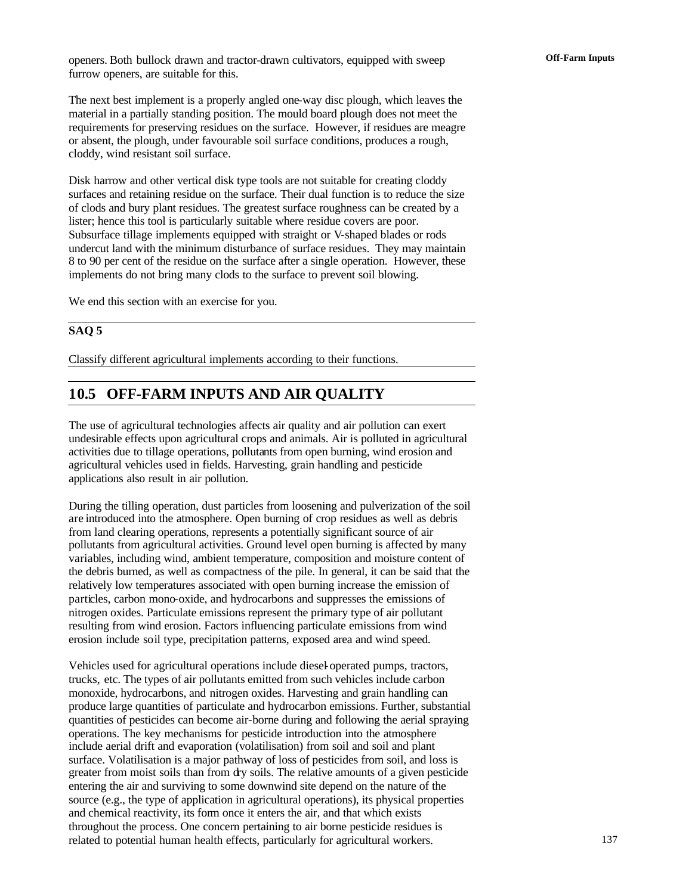openers. Both bullock drawn and tractor-drawn cultivators, equipped with sweep furrow openers, are suitable for this.

The next best implement is a properly angled one-way disc plough, which leaves the material in a partially standing position. The mould board plough does not meet the requirements for preserving residues on the surface. However, if residues are meagre or absent, the plough, under favourable soil surface conditions, produces a rough, cloddy, wind resistant soil surface.

Disk harrow and other vertical disk type tools are not suitable for creating cloddy surfaces and retaining residue on the surface. Their dual function is to reduce the size of clods and bury plant residues. The greatest surface roughness can be created by a lister; hence this tool is particularly suitable where residue covers are poor. Subsurface tillage implements equipped with straight or V-shaped blades or rods undercut land with the minimum disturbance of surface residues. They may maintain 8 to 90 per cent of the residue on the surface after a single operation. However, these implements do not bring many clods to the surface to prevent soil blowing.

We end this section with an exercise for you.

**SAQ 5**

Classify different agricultural implements according to their functions.

## 10.5 OFF-FARM INPUTS AND AIR QUALITY

The use of agricultural technologies affects air quality and air pollution can exert undesirable effects upon agricultural crops and animals. Air is polluted in agricultural activities due to tillage operations, pollutants from open burning, wind erosion and agricultural vehicles used in fields. Harvesting, grain handling and pesticide applications also result in air pollution.

During the tilling operation, dust particles from loosening and pulverization of the soil are introduced into the atmosphere. Open burning of crop residues as well as debris from land clearing operations, represents a potentially significant source of air pollutants from agricultural activities. Ground level open burning is affected by many variables, including wind, ambient temperature, composition and moisture content of the debris burned, as well as compactness of the pile. In general, it can be said that the relatively low temperatures associated with open burning increase the emission of particles, carbon mono-oxide, and hydrocarbons and suppresses the emissions of nitrogen oxides. Particulate emissions represent the primary type of air pollutant resulting from wind erosion. Factors influencing particulate emissions from wind erosion include soil type, precipitation patterns, exposed area and wind speed.

Vehicles used for agricultural operations include diesel-operated pumps, tractors, trucks, etc. The types of air pollutants emitted from such vehicles include carbon monoxide, hydrocarbons, and nitrogen oxides. Harvesting and grain handling can produce large quantities of particulate and hydrocarbon emissions. Further, substantial quantities of pesticides can become air-borne during and following the aerial spraying operations. The key mechanisms for pesticide introduction into the atmosphere include aerial drift and evaporation (volatilisation) from soil and soil and plant surface. Volatilisation is a major pathway of loss of pesticides from soil, and loss is greater from moist soils than from dry soils. The relative amounts of a given pesticide entering the air and surviving to some downwind site depend on the nature of the source (e.g., the type of application in agricultural operations), its physical properties and chemical reactivity, its form once it enters the air, and that which exists throughout the process. One concern pertaining to air borne pesticide residues is related to potential human health effects, particularly for agricultural workers.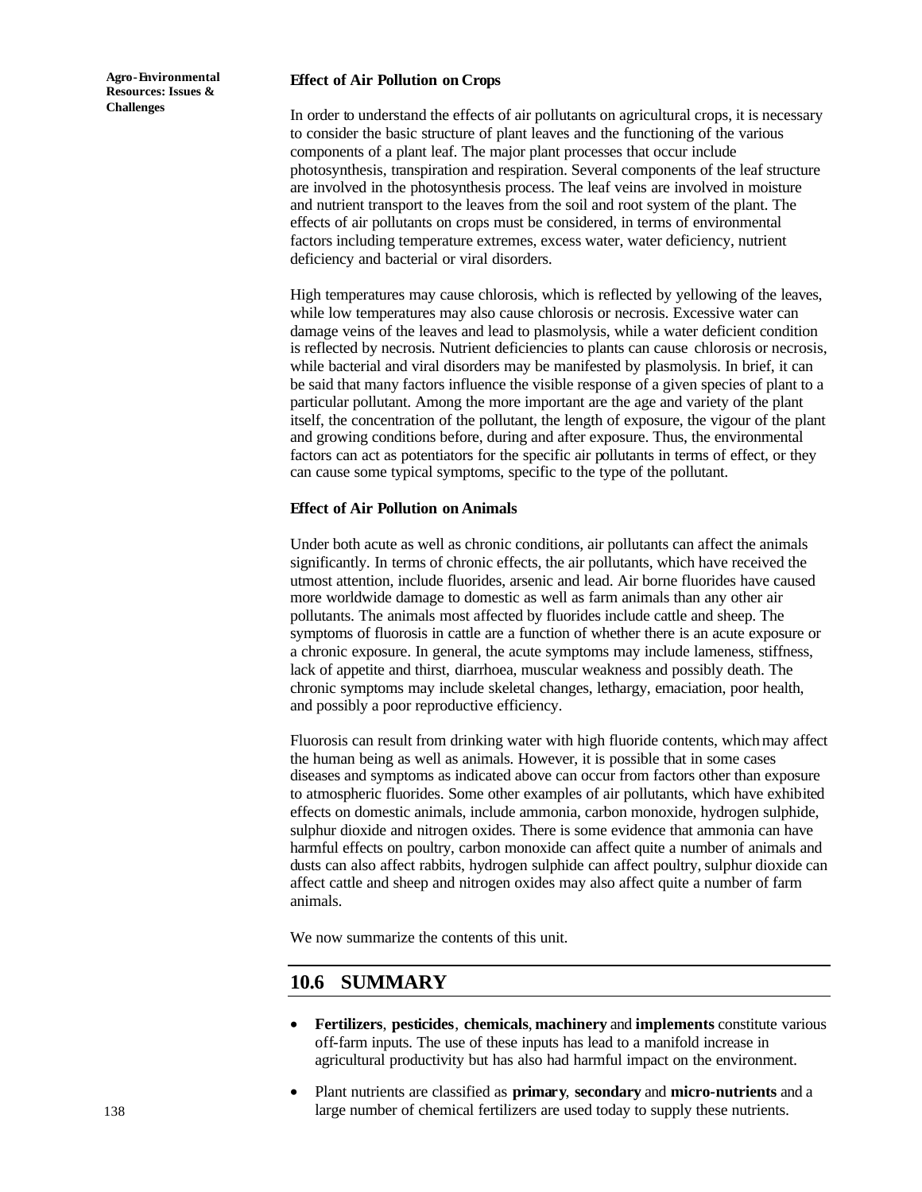### Effect of Air Pollution on Crops

In order to understand the effects of air pollutants on agricultural crops, it is necessary to consider the basic structure of plant leaves and the functioning of the various components of a plant leaf. The major plant processes that occur include photosynthesis, transpiration and respiration. Several components of the leaf structure are involved in the photosynthesis process. The leaf veins are involved in moisture and nutrient transport to the leaves from the soil and root system of the plant. The effects of air pollutants on crops must be considered, in terms of environmental factors including temperature extremes, excess water, water deficiency, nutrient deficiency and bacterial or viral disorders.

High temperatures may cause chlorosis, which is reflected by yellowing of the leaves, while low temperatures may also cause chlorosis or necrosis. Excessive water can damage veins of the leaves and lead to plasmolysis, while a water deficient condition is reflected by necrosis. Nutrient deficiencies to plants can cause chlorosis or necrosis, while bacterial and viral disorders may be manifested by plasmolysis. In brief, it can be said that many factors influence the visible response of a given species of plant to a particular pollutant. Among the more important are the age and variety of the plant itself, the concentration of the pollutant, the length of exposure, the vigour of the plant and growing conditions before, during and after exposure. Thus, the environmental factors can act as potentiators for the specific air pollutants in terms of effect, or they can cause some typical symptoms, specific to the type of the pollutant.

### Effect of Air Pollution on Animals

Under both acute as well as chronic conditions, air pollutants can affect the animals significantly. In terms of chronic effects, the air pollutants, which have received the utmost attention, include fluorides, arsenic and lead. Air borne fluorides have caused more worldwide damage to domestic as well as farm animals than any other air pollutants. The animals most affected by fluorides include cattle and sheep. The symptoms of fluorosis in cattle are a function of whether there is an acute exposure or a chronic exposure. In general, the acute symptoms may include lameness, stiffness, lack of appetite and thirst, diarrhoea, muscular weakness and possibly death. The chronic symptoms may include skeletal changes, lethargy, emaciation, poor health, and possibly a poor reproductive efficiency.

Fluorosis can result from drinking water with high fluoride contents, which may affect the human being as well as animals. However, it is possible that in some cases diseases and symptoms as indicated above can occur from factors other than exposure to atmospheric fluorides. Some other examples of air pollutants, which have exhibited effects on domestic animals, include ammonia, carbon monoxide, hydrogen sulphide, sulphur dioxide and nitrogen oxides. There is some evidence that ammonia can have harmful effects on poultry, carbon monoxide can affect quite a number of animals and dusts can also affect rabbits, hydrogen sulphide can affect poultry, sulphur dioxide can affect cattle and sheep and nitrogen oxides may also affect quite a number of farm animals.

We now summarize the contents of this unit.

## 10.6 SUMMARY

- **Fertilizers**, **pesticides**, **chemicals**, **machinery** and **implements** constitute various off-farm inputs. The use of these inputs has lead to a manifold increase in agricultural productivity but has also had harmful impact on the environment.
- Plant nutrients are classified as **primary**, **secondary** and **micro-nutrients** and a large number of chemical fertilizers are used today to supply these nutrients.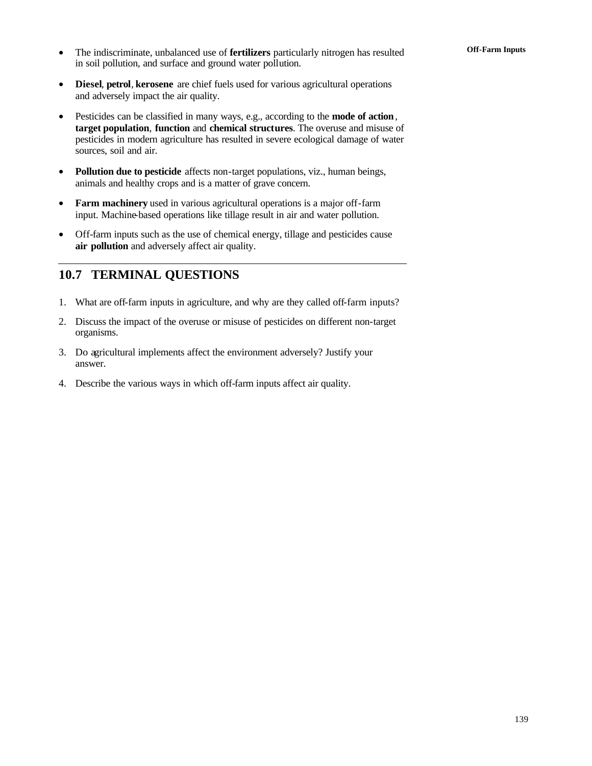- The indiscriminate, unbalanced use of **fertilizers** particularly nitrogen has resulted in soil pollution, and surface and ground water pollution.

- **Diesel**, **petrol**, **kerosene** are chief fuels used for various agricultural operations and adversely impact the air quality.

- Pesticides can be classified in many ways, e.g., according to the **mode of action**, **target population**, **function** and **chemical structures**. The overuse and misuse of pesticides in modern agriculture has resulted in severe ecological damage of water sources, soil and air.

- **Pollution due to pesticide** affects non-target populations, viz., human beings, animals and healthy crops and is a matter of grave concern.

- **Farm machinery** used in various agricultural operations is a major off-farm input. Machine-based operations like tillage result in air and water pollution.

- Off-farm inputs such as the use of chemical energy, tillage and pesticides cause **air pollution** and adversely affect air quality.

## 10.7 TERMINAL QUESTIONS

1. What are off-farm inputs in agriculture, and why are they called off-farm inputs?

2. Discuss the impact of the overuse or misuse of pesticides on different non-target organisms.

3. Do agricultural implements affect the environment adversely? Justify your answer.

4. Describe the various ways in which off-farm inputs affect air quality.